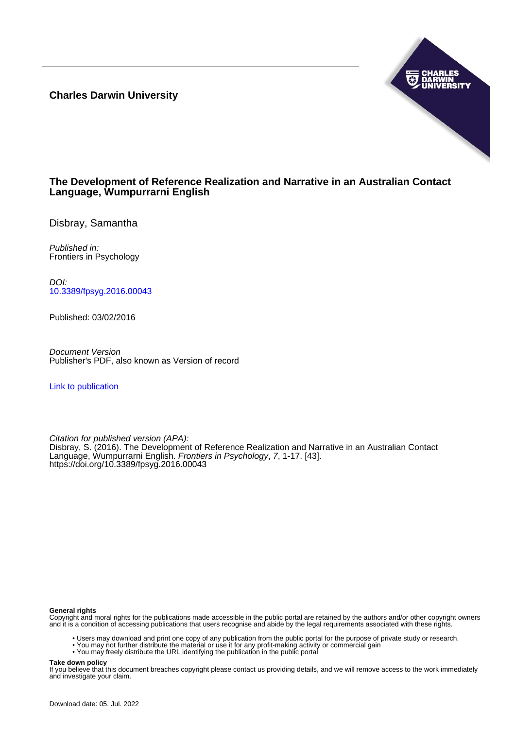**Charles Darwin University**

# The Development of Reference Realization and Narrative in an Australian Contact Language, Wumpurrarni English

Disbray, Samantha

*Published in:*
Frontiers in Psychology

*DOI:*
[10.3389/fpsyg.2016.00043](https://doi.org/10.3389/fpsyg.2016.00043)

Published: 03/02/2016

*Document Version*
Publisher's PDF, also known as Version of record

Link to publication

*Citation for published version (APA):*
Disbray, S. (2016). The Development of Reference Realization and Narrative in an Australian Contact Language, Wumpurrarni English. *Frontiers in Psychology*, *7*, 1-17. [43]. https://doi.org/10.3389/fpsyg.2016.00043

**General rights**
Copyright and moral rights for the publications made accessible in the public portal are retained by the authors and/or other copyright owners and it is a condition of accessing publications that users recognise and abide by the legal requirements associated with these rights.

- Users may download and print one copy of any publication from the public portal for the purpose of private study or research.
- You may not further distribute the material or use it for any profit-making activity or commercial gain
- You may freely distribute the URL identifying the publication in the public portal

**Take down policy**
If you believe that this document breaches copyright please contact us providing details, and we will remove access to the work immediately and investigate your claim.

Download date: 05. Jul. 2022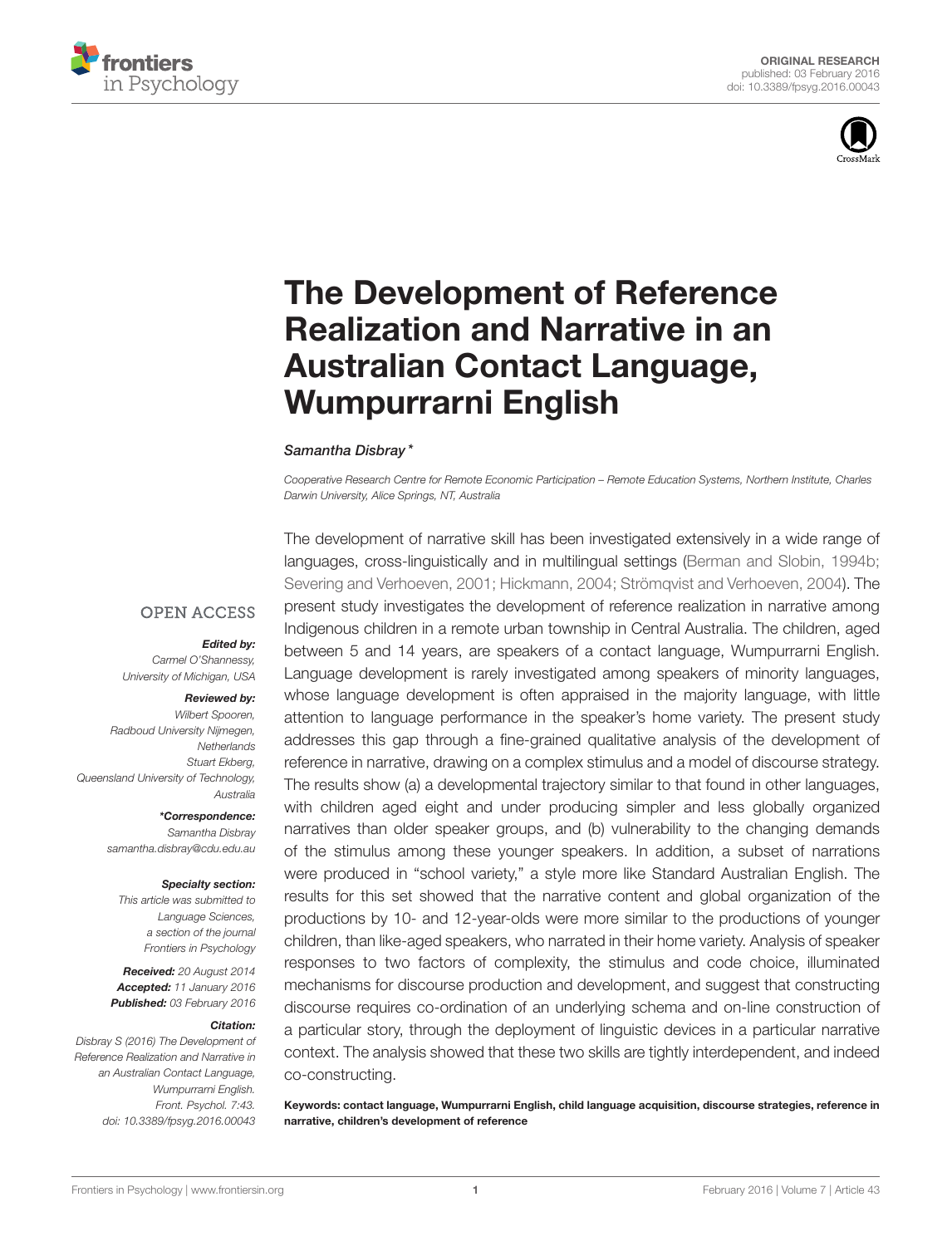# The Development of Reference Realization and Narrative in an Australian Contact Language, Wumpurrarni English

*Samantha Disbray\**

*Cooperative Research Centre for Remote Economic Participation – Remote Education Systems, Northern Institute, Charles Darwin University, Alice Springs, NT, Australia*

OPEN ACCESS

***Edited by:***
*Carmel O'Shannessy, University of Michigan, USA*

***Reviewed by:***
*Wilbert Spooren, Radboud University Nijmegen, Netherlands*
*Stuart Ekberg, Queensland University of Technology, Australia*

***\*Correspondence:***
*Samantha Disbray*
*samantha.disbray@cdu.edu.au*

***Specialty section:***
*This article was submitted to Language Sciences, a section of the journal Frontiers in Psychology*

***Received:*** *20 August 2014*
***Accepted:*** *11 January 2016*
***Published:*** *03 February 2016*

***Citation:***
*Disbray S (2016) The Development of Reference Realization and Narrative in an Australian Contact Language, Wumpurrarni English. Front. Psychol. 7:43. doi: 10.3389/fpsyg.2016.00043*

The development of narrative skill has been investigated extensively in a wide range of languages, cross-linguistically and in multilingual settings (Berman and Slobin, 1994b; Severing and Verhoeven, 2001; Hickmann, 2004; Strömqvist and Verhoeven, 2004). The present study investigates the development of reference realization in narrative among Indigenous children in a remote urban township in Central Australia. The children, aged between 5 and 14 years, are speakers of a contact language, Wumpurrarni English. Language development is rarely investigated among speakers of minority languages, whose language development is often appraised in the majority language, with little attention to language performance in the speaker's home variety. The present study addresses this gap through a fine-grained qualitative analysis of the development of reference in narrative, drawing on a complex stimulus and a model of discourse strategy. The results show (a) a developmental trajectory similar to that found in other languages, with children aged eight and under producing simpler and less globally organized narratives than older speaker groups, and (b) vulnerability to the changing demands of the stimulus among these younger speakers. In addition, a subset of narrations were produced in "school variety," a style more like Standard Australian English. The results for this set showed that the narrative content and global organization of the productions by 10- and 12-year-olds were more similar to the productions of younger children, than like-aged speakers, who narrated in their home variety. Analysis of speaker responses to two factors of complexity, the stimulus and code choice, illuminated mechanisms for discourse production and development, and suggest that constructing discourse requires co-ordination of an underlying schema and on-line construction of a particular story, through the deployment of linguistic devices in a particular narrative context. The analysis showed that these two skills are tightly interdependent, and indeed co-constructing.

**Keywords: contact language, Wumpurrarni English, child language acquisition, discourse strategies, reference in narrative, children's development of reference**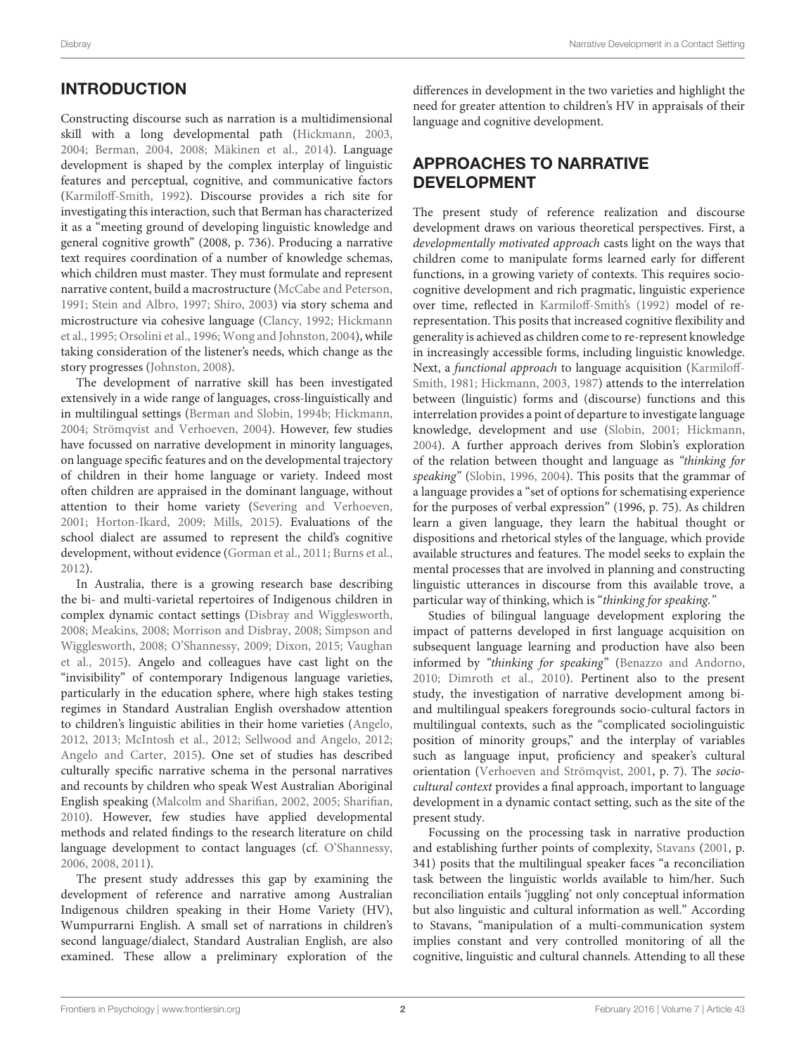## INTRODUCTION

Constructing discourse such as narration is a multidimensional skill with a long developmental path (Hickmann, 2003, 2004; Berman, 2004, 2008; Mäkinen et al., 2014). Language development is shaped by the complex interplay of linguistic features and perceptual, cognitive, and communicative factors (Karmiloff-Smith, 1992). Discourse provides a rich site for investigating this interaction, such that Berman has characterized it as a "meeting ground of developing linguistic knowledge and general cognitive growth" (2008, p. 736). Producing a narrative text requires coordination of a number of knowledge schemas, which children must master. They must formulate and represent narrative content, build a macrostructure (McCabe and Peterson, 1991; Stein and Albro, 1997; Shiro, 2003) via story schema and microstructure via cohesive language (Clancy, 1992; Hickmann et al., 1995; Orsolini et al., 1996; Wong and Johnston, 2004), while taking consideration of the listener's needs, which change as the story progresses (Johnston, 2008).

The development of narrative skill has been investigated extensively in a wide range of languages, cross-linguistically and in multilingual settings (Berman and Slobin, 1994b; Hickmann, 2004; Strömqvist and Verhoeven, 2004). However, few studies have focussed on narrative development in minority languages, on language specific features and on the developmental trajectory of children in their home language or variety. Indeed most often children are appraised in the dominant language, without attention to their home variety (Severing and Verhoeven, 2001; Horton-Ikard, 2009; Mills, 2015). Evaluations of the school dialect are assumed to represent the child's cognitive development, without evidence (Gorman et al., 2011; Burns et al., 2012).

In Australia, there is a growing research base describing the bi- and multi-varietal repertoires of Indigenous children in complex dynamic contact settings (Disbray and Wigglesworth, 2008; Meakins, 2008; Morrison and Disbray, 2008; Simpson and Wigglesworth, 2008; O'Shannessy, 2009; Dixon, 2015; Vaughan et al., 2015). Angelo and colleagues have cast light on the "invisibility" of contemporary Indigenous language varieties, particularly in the education sphere, where high stakes testing regimes in Standard Australian English overshadow attention to children's linguistic abilities in their home varieties (Angelo, 2012, 2013; McIntosh et al., 2012; Sellwood and Angelo, 2012; Angelo and Carter, 2015). One set of studies has described culturally specific narrative schema in the personal narratives and recounts by children who speak West Australian Aboriginal English speaking (Malcolm and Sharifian, 2002, 2005; Sharifian, 2010). However, few studies have applied developmental methods and related findings to the research literature on child language development to contact languages (cf. O'Shannessy, 2006, 2008, 2011).

The present study addresses this gap by examining the development of reference and narrative among Australian Indigenous children speaking in their Home Variety (HV), Wumpurrarni English. A small set of narrations in children's second language/dialect, Standard Australian English, are also examined. These allow a preliminary exploration of the differences in development in the two varieties and highlight the need for greater attention to children's HV in appraisals of their language and cognitive development.

## APPROACHES TO NARRATIVE DEVELOPMENT

The present study of reference realization and discourse development draws on various theoretical perspectives. First, a *developmentally motivated approach* casts light on the ways that children come to manipulate forms learned early for different functions, in a growing variety of contexts. This requires socio-cognitive development and rich pragmatic, linguistic experience over time, reflected in Karmiloff-Smith's (1992) model of re-representation. This posits that increased cognitive flexibility and generality is achieved as children come to re-represent knowledge in increasingly accessible forms, including linguistic knowledge. Next, a *functional approach* to language acquisition (Karmiloff-Smith, 1981; Hickmann, 2003, 1987) attends to the interrelation between (linguistic) forms and (discourse) functions and this interrelation provides a point of departure to investigate language knowledge, development and use (Slobin, 2001; Hickmann, 2004). A further approach derives from Slobin's exploration of the relation between thought and language as *"thinking for speaking"* (Slobin, 1996, 2004). This posits that the grammar of a language provides a "set of options for schematising experience for the purposes of verbal expression" (1996, p. 75). As children learn a given language, they learn the habitual thought or dispositions and rhetorical styles of the language, which provide available structures and features. The model seeks to explain the mental processes that are involved in planning and constructing linguistic utterances in discourse from this available trove, a particular way of thinking, which is "*thinking for speaking.*"

Studies of bilingual language development exploring the impact of patterns developed in first language acquisition on subsequent language learning and production have also been informed by *"thinking for speaking"* (Benazzo and Andorno, 2010; Dimroth et al., 2010). Pertinent also to the present study, the investigation of narrative development among bi- and multilingual speakers foregrounds socio-cultural factors in multilingual contexts, such as the "complicated sociolinguistic position of minority groups," and the interplay of variables such as language input, proficiency and speaker's cultural orientation (Verhoeven and Strömqvist, 2001, p. 7). The *socio-cultural context* provides a final approach, important to language development in a dynamic contact setting, such as the site of the present study.

Focussing on the processing task in narrative production and establishing further points of complexity, Stavans (2001, p. 341) posits that the multilingual speaker faces "a reconciliation task between the linguistic worlds available to him/her. Such reconciliation entails 'juggling' not only conceptual information but also linguistic and cultural information as well." According to Stavans, "manipulation of a multi-communication system implies constant and very controlled monitoring of all the cognitive, linguistic and cultural channels. Attending to all these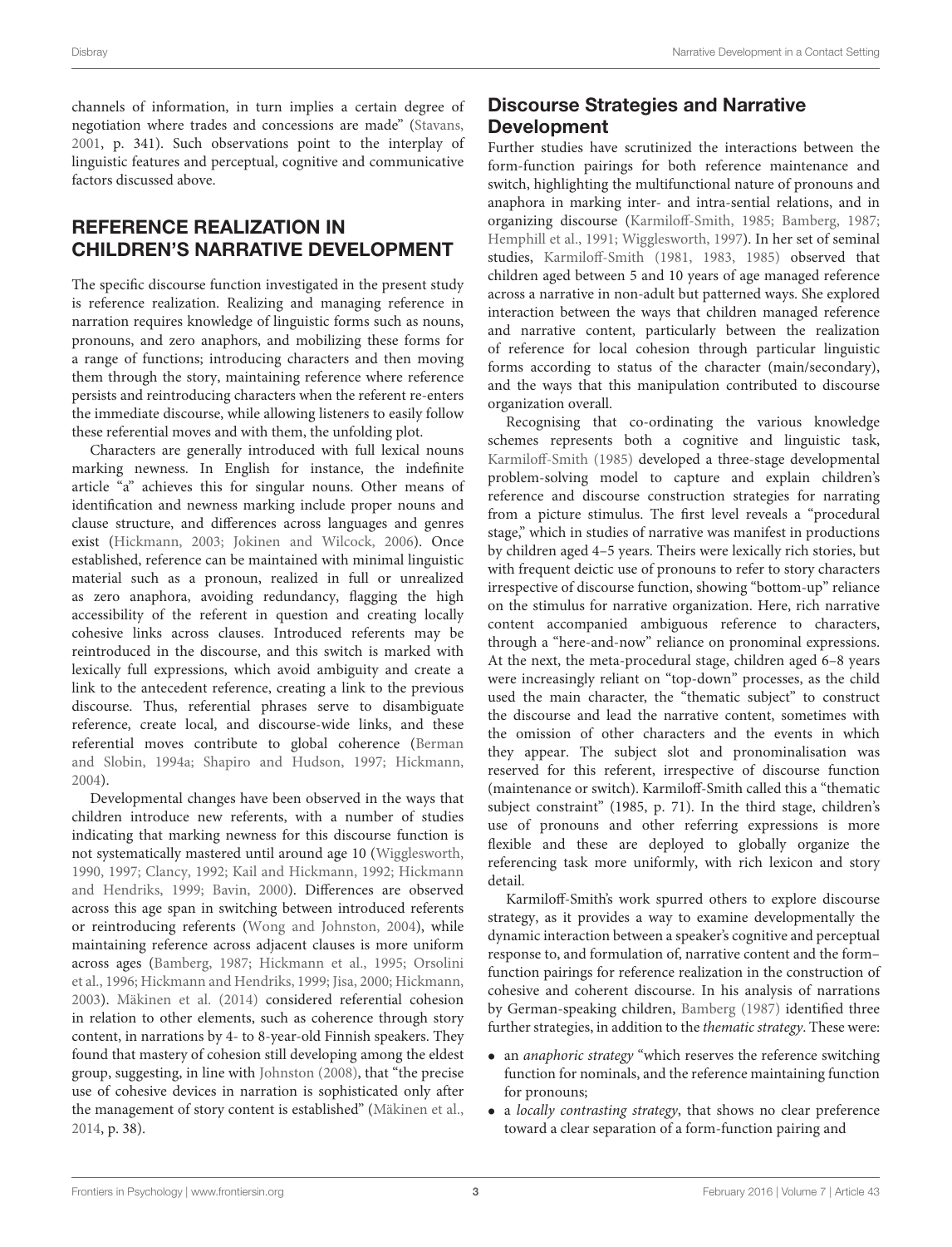channels of information, in turn implies a certain degree of negotiation where trades and concessions are made" (Stavans, 2001, p. 341). Such observations point to the interplay of linguistic features and perceptual, cognitive and communicative factors discussed above.

## REFERENCE REALIZATION IN CHILDREN'S NARRATIVE DEVELOPMENT

The specific discourse function investigated in the present study is reference realization. Realizing and managing reference in narration requires knowledge of linguistic forms such as nouns, pronouns, and zero anaphors, and mobilizing these forms for a range of functions; introducing characters and then moving them through the story, maintaining reference where reference persists and reintroducing characters when the referent re-enters the immediate discourse, while allowing listeners to easily follow these referential moves and with them, the unfolding plot.

Characters are generally introduced with full lexical nouns marking newness. In English for instance, the indefinite article "a" achieves this for singular nouns. Other means of identification and newness marking include proper nouns and clause structure, and differences across languages and genres exist (Hickmann, 2003; Jokinen and Wilcock, 2006). Once established, reference can be maintained with minimal linguistic material such as a pronoun, realized in full or unrealized as zero anaphora, avoiding redundancy, flagging the high accessibility of the referent in question and creating locally cohesive links across clauses. Introduced referents may be reintroduced in the discourse, and this switch is marked with lexically full expressions, which avoid ambiguity and create a link to the antecedent reference, creating a link to the previous discourse. Thus, referential phrases serve to disambiguate reference, create local, and discourse-wide links, and these referential moves contribute to global coherence (Berman and Slobin, 1994a; Shapiro and Hudson, 1997; Hickmann, 2004).

Developmental changes have been observed in the ways that children introduce new referents, with a number of studies indicating that marking newness for this discourse function is not systematically mastered until around age 10 (Wigglesworth, 1990, 1997; Clancy, 1992; Kail and Hickmann, 1992; Hickmann and Hendriks, 1999; Bavin, 2000). Differences are observed across this age span in switching between introduced referents or reintroducing referents (Wong and Johnston, 2004), while maintaining reference across adjacent clauses is more uniform across ages (Bamberg, 1987; Hickmann et al., 1995; Orsolini et al., 1996; Hickmann and Hendriks, 1999; Jisa, 2000; Hickmann, 2003). Mäkinen et al. (2014) considered referential cohesion in relation to other elements, such as coherence through story content, in narrations by 4- to 8-year-old Finnish speakers. They found that mastery of cohesion still developing among the eldest group, suggesting, in line with Johnston (2008), that "the precise use of cohesive devices in narration is sophisticated only after the management of story content is established" (Mäkinen et al., 2014, p. 38).

### Discourse Strategies and Narrative Development

Further studies have scrutinized the interactions between the form-function pairings for both reference maintenance and switch, highlighting the multifunctional nature of pronouns and anaphora in marking inter- and intra-sential relations, and in organizing discourse (Karmiloff-Smith, 1985; Bamberg, 1987; Hemphill et al., 1991; Wigglesworth, 1997). In her set of seminal studies, Karmiloff-Smith (1981, 1983, 1985) observed that children aged between 5 and 10 years of age managed reference across a narrative in non-adult but patterned ways. She explored interaction between the ways that children managed reference and narrative content, particularly between the realization of reference for local cohesion through particular linguistic forms according to status of the character (main/secondary), and the ways that this manipulation contributed to discourse organization overall.

Recognising that co-ordinating the various knowledge schemes represents both a cognitive and linguistic task, Karmiloff-Smith (1985) developed a three-stage developmental problem-solving model to capture and explain children's reference and discourse construction strategies for narrating from a picture stimulus. The first level reveals a "procedural stage," which in studies of narrative was manifest in productions by children aged 4–5 years. Theirs were lexically rich stories, but with frequent deictic use of pronouns to refer to story characters irrespective of discourse function, showing "bottom-up" reliance on the stimulus for narrative organization. Here, rich narrative content accompanied ambiguous reference to characters, through a "here-and-now" reliance on pronominal expressions. At the next, the meta-procedural stage, children aged 6–8 years were increasingly reliant on "top-down" processes, as the child used the main character, the "thematic subject" to construct the discourse and lead the narrative content, sometimes with the omission of other characters and the events in which they appear. The subject slot and pronominalisation was reserved for this referent, irrespective of discourse function (maintenance or switch). Karmiloff-Smith called this a "thematic subject constraint" (1985, p. 71). In the third stage, children's use of pronouns and other referring expressions is more flexible and these are deployed to globally organize the referencing task more uniformly, with rich lexicon and story detail.

Karmiloff-Smith's work spurred others to explore discourse strategy, as it provides a way to examine developmentally the dynamic interaction between a speaker's cognitive and perceptual response to, and formulation of, narrative content and the form–function pairings for reference realization in the construction of cohesive and coherent discourse. In his analysis of narrations by German-speaking children, Bamberg (1987) identified three further strategies, in addition to the *thematic strategy*. These were:

- an *anaphoric strategy* "which reserves the reference switching function for nominals, and the reference maintaining function for pronouns;
- a *locally contrasting strategy*, that shows no clear preference toward a clear separation of a form-function pairing and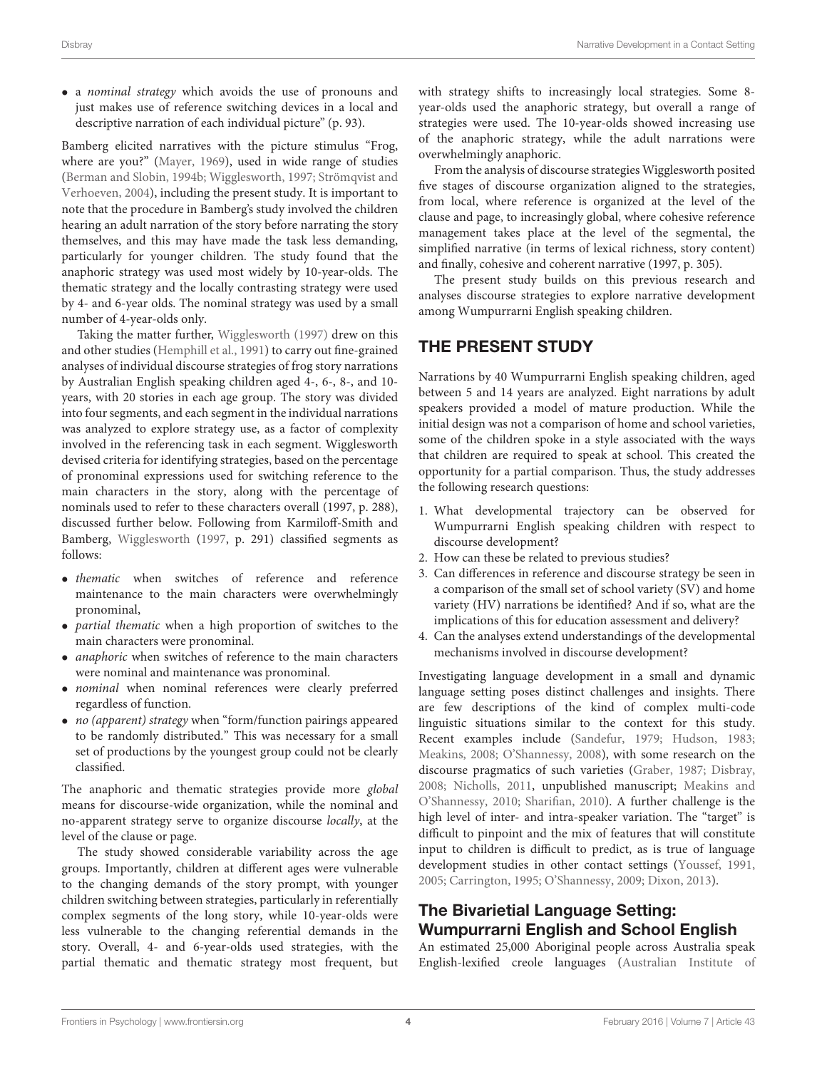- a *nominal strategy* which avoids the use of pronouns and just makes use of reference switching devices in a local and descriptive narration of each individual picture" (p. 93).

Bamberg elicited narratives with the picture stimulus "Frog, where are you?" (Mayer, 1969), used in wide range of studies (Berman and Slobin, 1994b; Wigglesworth, 1997; Strömqvist and Verhoeven, 2004), including the present study. It is important to note that the procedure in Bamberg's study involved the children hearing an adult narration of the story before narrating the story themselves, and this may have made the task less demanding, particularly for younger children. The study found that the anaphoric strategy was used most widely by 10-year-olds. The thematic strategy and the locally contrasting strategy were used by 4- and 6-year olds. The nominal strategy was used by a small number of 4-year-olds only.

Taking the matter further, Wigglesworth (1997) drew on this and other studies (Hemphill et al., 1991) to carry out fine-grained analyses of individual discourse strategies of frog story narrations by Australian English speaking children aged 4-, 6-, 8-, and 10-years, with 20 stories in each age group. The story was divided into four segments, and each segment in the individual narrations was analyzed to explore strategy use, as a factor of complexity involved in the referencing task in each segment. Wigglesworth devised criteria for identifying strategies, based on the percentage of pronominal expressions used for switching reference to the main characters in the story, along with the percentage of nominals used to refer to these characters overall (1997, p. 288), discussed further below. Following from Karmiloff-Smith and Bamberg, Wigglesworth (1997, p. 291) classified segments as follows:

- *thematic* when switches of reference and reference maintenance to the main characters were overwhelmingly pronominal,
- *partial thematic* when a high proportion of switches to the main characters were pronominal.
- *anaphoric* when switches of reference to the main characters were nominal and maintenance was pronominal.
- *nominal* when nominal references were clearly preferred regardless of function.
- *no (apparent) strategy* when "form/function pairings appeared to be randomly distributed." This was necessary for a small set of productions by the youngest group could not be clearly classified.

The anaphoric and thematic strategies provide more *global* means for discourse-wide organization, while the nominal and no-apparent strategy serve to organize discourse *locally*, at the level of the clause or page.

The study showed considerable variability across the age groups. Importantly, children at different ages were vulnerable to the changing demands of the story prompt, with younger children switching between strategies, particularly in referentially complex segments of the long story, while 10-year-olds were less vulnerable to the changing referential demands in the story. Overall, 4- and 6-year-olds used strategies, with the partial thematic and thematic strategy most frequent, but with strategy shifts to increasingly local strategies. Some 8-year-olds used the anaphoric strategy, but overall a range of strategies were used. The 10-year-olds showed increasing use of the anaphoric strategy, while the adult narrations were overwhelmingly anaphoric.

From the analysis of discourse strategies Wigglesworth posited five stages of discourse organization aligned to the strategies, from local, where reference is organized at the level of the clause and page, to increasingly global, where cohesive reference management takes place at the level of the segmental, the simplified narrative (in terms of lexical richness, story content) and finally, cohesive and coherent narrative (1997, p. 305).

The present study builds on this previous research and analyses discourse strategies to explore narrative development among Wumpurrarni English speaking children.

## THE PRESENT STUDY

Narrations by 40 Wumpurrarni English speaking children, aged between 5 and 14 years are analyzed. Eight narrations by adult speakers provided a model of mature production. While the initial design was not a comparison of home and school varieties, some of the children spoke in a style associated with the ways that children are required to speak at school. This created the opportunity for a partial comparison. Thus, the study addresses the following research questions:

1. What developmental trajectory can be observed for Wumpurrarni English speaking children with respect to discourse development?
2. How can these be related to previous studies?
3. Can differences in reference and discourse strategy be seen in a comparison of the small set of school variety (SV) and home variety (HV) narrations be identified? And if so, what are the implications of this for education assessment and delivery?
4. Can the analyses extend understandings of the developmental mechanisms involved in discourse development?

Investigating language development in a small and dynamic language setting poses distinct challenges and insights. There are few descriptions of the kind of complex multi-code linguistic situations similar to the context for this study. Recent examples include (Sandefur, 1979; Hudson, 1983; Meakins, 2008; O'Shannessy, 2008), with some research on the discourse pragmatics of such varieties (Graber, 1987; Disbray, 2008; Nicholls, 2011, unpublished manuscript; Meakins and O'Shannessy, 2010; Sharifian, 2010). A further challenge is the high level of inter- and intra-speaker variation. The "target" is difficult to pinpoint and the mix of features that will constitute input to children is difficult to predict, as is true of language development studies in other contact settings (Youssef, 1991, 2005; Carrington, 1995; O'Shannessy, 2009; Dixon, 2013).

### The Bivarietial Language Setting: Wumpurrarni English and School English

An estimated 25,000 Aboriginal people across Australia speak English-lexified creole languages (Australian Institute of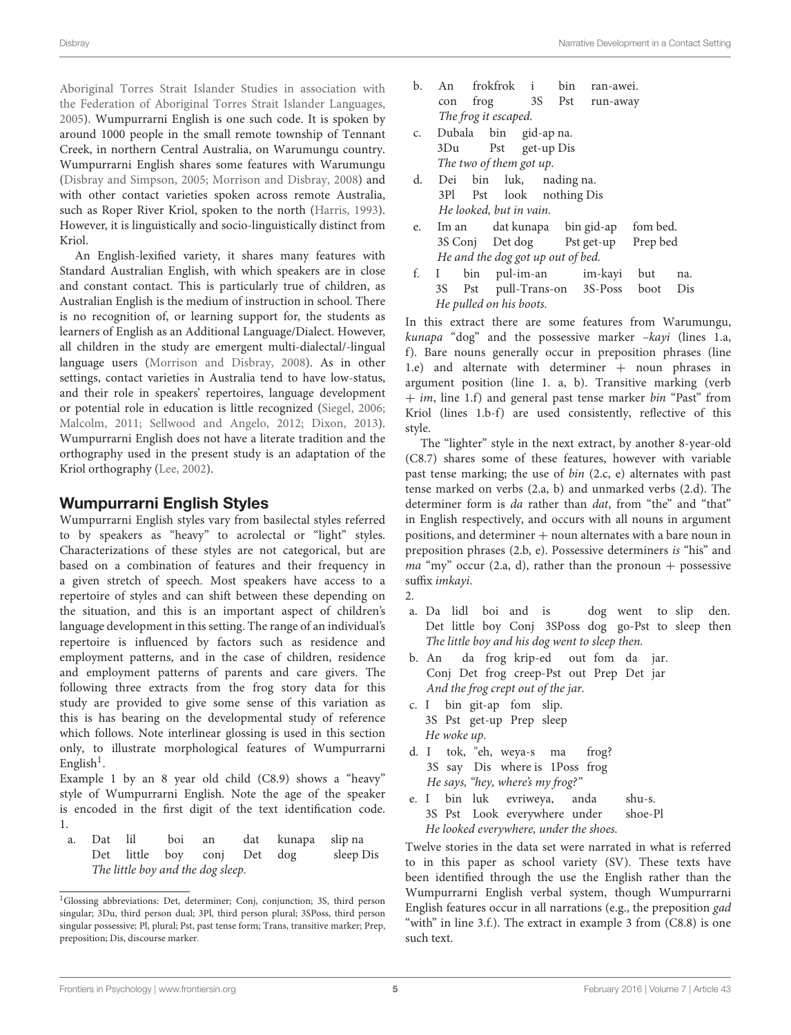Aboriginal Torres Strait Islander Studies in association with the Federation of Aboriginal Torres Strait Islander Languages, 2005). Wumpurrarni English is one such code. It is spoken by around 1000 people in the small remote township of Tennant Creek, in northern Central Australia, on Warumungu country. Wumpurrarni English shares some features with Warumungu (Disbray and Simpson, 2005; Morrison and Disbray, 2008) and with other contact varieties spoken across remote Australia, such as Roper River Kriol, spoken to the north (Harris, 1993). However, it is linguistically and socio-linguistically distinct from Kriol.

An English-lexified variety, it shares many features with Standard Australian English, with which speakers are in close and constant contact. This is particularly true of children, as Australian English is the medium of instruction in school. There is no recognition of, or learning support for, the students as learners of English as an Additional Language/Dialect. However, all children in the study are emergent multi-dialectal/-lingual language users (Morrison and Disbray, 2008). As in other settings, contact varieties in Australia tend to have low-status, and their role in speakers' repertoires, language development or potential role in education is little recognized (Siegel, 2006; Malcolm, 2011; Sellwood and Angelo, 2012; Dixon, 2013). Wumpurrarni English does not have a literate tradition and the orthography used in the present study is an adaptation of the Kriol orthography (Lee, 2002).

## Wumpurrarni English Styles

Wumpurrarni English styles vary from basilectal styles referred to by speakers as "heavy" to acrolectal or "light" styles. Characterizations of these styles are not categorical, but are based on a combination of features and their frequency in a given stretch of speech. Most speakers have access to a repertoire of styles and can shift between these depending on the situation, and this is an important aspect of children's language development in this setting. The range of an individual's repertoire is influenced by factors such as residence and employment patterns, and in the case of children, residence and employment patterns of parents and care givers. The following three extracts from the frog story data for this study are provided to give some sense of this variation as this is has bearing on the developmental study of reference which follows. Note interlinear glossing is used in this section only, to illustrate morphological features of Wumpurrarni English[1].

Example 1 by an 8 year old child (C8.9) shows a "heavy" style of Wumpurrarni English. Note the age of the speaker is encoded in the first digit of the text identification code.

1.

a. Dat lil boi an dat kunapa slip na
   Det little boy conj Det dog sleep Dis
   *The little boy and the dog sleep.*

b. An frokfrok i bin ran-awei.
   con frog 3S Pst run-away
   *The frog it escaped.*

c. Dubala bin gid-ap na.
   3Du Pst get-up Dis
   *The two of them got up.*

d. Dei bin luk, nading na.
   3Pl Pst look nothing Dis
   *He looked, but in vain.*

e. Im an dat kunapa bin gid-ap fom bed.
   3S Conj Det dog Pst get-up Prep bed
   *He and the dog got up out of bed.*

f. I bin pul-im-an im-kayi but na.
   3S Pst pull-Trans-on 3S-Poss boot Dis
   *He pulled on his boots.*

In this extract there are some features from Warumungu, *kunapa* "dog" and the possessive marker *–kayi* (lines 1.a, f). Bare nouns generally occur in preposition phrases (line 1.e) and alternate with determiner + noun phrases in argument position (line 1. a, b). Transitive marking (verb + *im*, line 1.f) and general past tense marker *bin* "Past" from Kriol (lines 1.b-f) are used consistently, reflective of this style.

The "lighter" style in the next extract, by another 8-year-old (C8.7) shares some of these features, however with variable past tense marking; the use of *bin* (2.c, e) alternates with past tense marked on verbs (2.a, b) and unmarked verbs (2.d). The determiner form is *da* rather than *dat*, from "the" and "that" in English respectively, and occurs with all nouns in argument positions, and determiner + noun alternates with a bare noun in preposition phrases (2.b, e). Possessive determiners *is* "his" and *ma* "my" occur (2.a, d), rather than the pronoun + possessive suffix *imkayi*.

2.

a. Da lidl boi and is dog went to slip den.
   Det little boy Conj 3SPoss dog go-Pst to sleep then
   *The little boy and his dog went to sleep then.*

b. An da frog krip-ed out fom da jar.
   Conj Det frog creep-Pst out Prep Det jar
   *And the frog crept out of the jar.*

c. I bin git-ap fom slip.
   3S Pst get-up Prep sleep
   *He woke up.*

d. I tok, "eh, weya-s ma frog?
   3S say Dis where is 1Poss frog
   *He says, "hey, where's my frog?"*

e. I bin luk evriweya, anda shu-s.
   3S Pst Look everywhere under shoe-Pl
   *He looked everywhere, under the shoes.*

Twelve stories in the data set were narrated in what is referred to in this paper as school variety (SV). These texts have been identified through the use the English rather than the Wumpurrarni English verbal system, though Wumpurrarni English features occur in all narrations (e.g., the preposition *gad* "with" in line 3.f.). The extract in example 3 from (C8.8) is one such text.

[1] Glossing abbreviations: Det, determiner; Conj, conjunction; 3S, third person singular; 3Du, third person dual; 3Pl, third person plural; 3SPoss, third person singular possessive; Pl, plural; Pst, past tense form; Trans, transitive marker; Prep, preposition; Dis, discourse marker.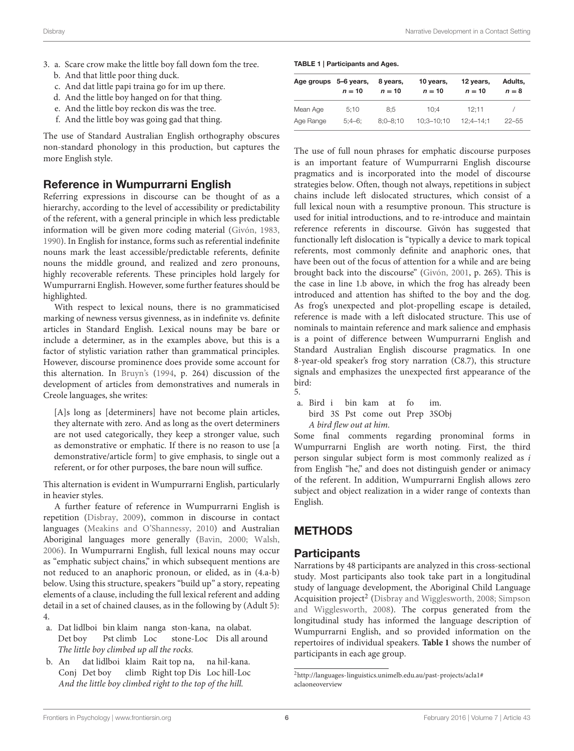3. a. Scare crow make the little boy fall down fom the tree.
   b. And that little poor thing duck.
   c. And dat little papi traina go for im up there.
   d. And the little boy hanged on for that thing.
   e. And the little boy reckon dis was the tree.
   f. And the little boy was going gad that thing.

The use of Standard Australian English orthography obscures non-standard phonology in this production, but captures the more English style.

## Reference in Wumpurrarni English

Referring expressions in discourse can be thought of as a hierarchy, according to the level of accessibility or predictability of the referent, with a general principle in which less predictable information will be given more coding material (Givón, 1983, 1990). In English for instance, forms such as referential indefinite nouns mark the least accessible/predictable referents, definite nouns the middle ground, and realized and zero pronouns, highly recoverable referents. These principles hold largely for Wumpurrarni English. However, some further features should be highlighted.

With respect to lexical nouns, there is no grammaticised marking of newness versus givenness, as in indefinite vs. definite articles in Standard English. Lexical nouns may be bare or include a determiner, as in the examples above, but this is a factor of stylistic variation rather than grammatical principles. However, discourse prominence does provide some account for this alternation. In Bruyn's (1994, p. 264) discussion of the development of articles from demonstratives and numerals in Creole languages, she writes:

> [A]s long as [determiners] have not become plain articles, they alternate with zero. And as long as the overt determiners are not used categorically, they keep a stronger value, such as demonstrative or emphatic. If there is no reason to use [a demonstrative/article form] to give emphasis, to single out a referent, or for other purposes, the bare noun will suffice.

This alternation is evident in Wumpurrarni English, particularly in heavier styles.

A further feature of reference in Wumpurrarni English is repetition (Disbray, 2009), common in discourse in contact languages (Meakins and O'Shannessy, 2010) and Australian Aboriginal languages more generally (Bavin, 2000; Walsh, 2006). In Wumpurrarni English, full lexical nouns may occur as "emphatic subject chains," in which subsequent mentions are not reduced to an anaphoric pronoun, or elided, as in (4.a-b) below. Using this structure, speakers "build up" a story, repeating elements of a clause, including the full lexical referent and adding detail in a set of chained clauses, as in the following by (Adult 5):

4.

a. Dat lidlboi bin klaim nanga ston-kana, na olabat.
   Det boy Pst climb Loc stone-Loc Dis all around
   *The little boy climbed up all the rocks.*

b. An dat lidlboi klaim Rait top na, na hil-kana.
   Conj Det boy climb Right top Dis Loc hill-Loc
   *And the little boy climbed right to the top of the hill.*

**TABLE 1 | Participants and Ages.**

| Age groups | 5–6 years, $n = 10$ | 8 years, $n = 10$ | 10 years, $n = 10$ | 12 years, $n = 10$ | Adults, $n = 8$ |
|---|---|---|---|---|---|
| Mean Age | 5;10 | 8;5 | 10;4 | 12;11 | / |
| Age Range | 5;4–6; | 8;0–8;10 | 10;3–10;10 | 12;4–14;1 | 22–55 |

The use of full noun phrases for emphatic discourse purposes is an important feature of Wumpurrarni English discourse pragmatics and is incorporated into the model of discourse strategies below. Often, though not always, repetitions in subject chains include left dislocated structures, which consist of a full lexical noun with a resumptive pronoun. This structure is used for initial introductions, and to re-introduce and maintain reference referents in discourse. Givón has suggested that functionally left dislocation is "typically a device to mark topical referents, most commonly definite and anaphoric ones, that have been out of the focus of attention for a while and are being brought back into the discourse" (Givón, 2001, p. 265). This is the case in line 1.b above, in which the frog has already been introduced and attention has shifted to the boy and the dog. As frog's unexpected and plot-propelling escape is detailed, reference is made with a left dislocated structure. This use of nominals to maintain reference and mark salience and emphasis is a point of difference between Wumpurrarni English and Standard Australian English discourse pragmatics. In one 8-year-old speaker's frog story narration (C8.7), this structure signals and emphasizes the unexpected first appearance of the bird:

5.

a. Bird i bin kam at fo im.
   bird 3S Pst come out Prep 3SObj
   *A bird flew out at him.*

Some final comments regarding pronominal forms in Wumpurrarni English are worth noting. First, the third person singular subject form is most commonly realized as *i* from English "he," and does not distinguish gender or animacy of the referent. In addition, Wumpurrarni English allows zero subject and object realization in a wider range of contexts than English.

## METHODS

### Participants

Narrations by 48 participants are analyzed in this cross-sectional study. Most participants also took take part in a longitudinal study of language development, the Aboriginal Child Language Acquisition project[2] (Disbray and Wigglesworth, 2008; Simpson and Wigglesworth, 2008). The corpus generated from the longitudinal study has informed the language description of Wumpurrarni English, and so provided information on the repertoires of individual speakers. **Table 1** shows the number of participants in each age group.

[2] http://languages-linguistics.unimelb.edu.au/past-projects/acla1#aclaoneoverview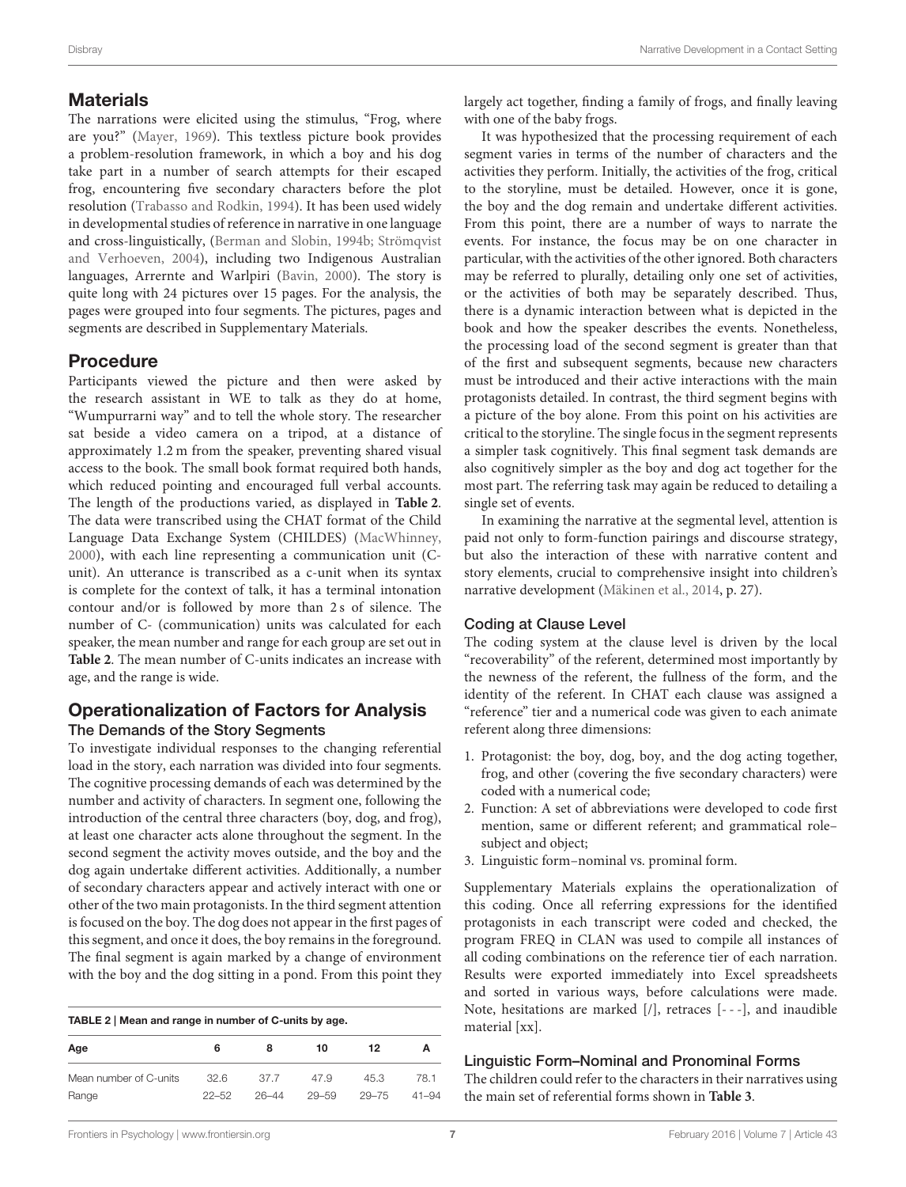## Materials

The narrations were elicited using the stimulus, "Frog, where are you?" (Mayer, 1969). This textless picture book provides a problem-resolution framework, in which a boy and his dog take part in a number of search attempts for their escaped frog, encountering five secondary characters before the plot resolution (Trabasso and Rodkin, 1994). It has been used widely in developmental studies of reference in narrative in one language and cross-linguistically, (Berman and Slobin, 1994b; Strömqvist and Verhoeven, 2004), including two Indigenous Australian languages, Arrernte and Warlpiri (Bavin, 2000). The story is quite long with 24 pictures over 15 pages. For the analysis, the pages were grouped into four segments. The pictures, pages and segments are described in Supplementary Materials.

## Procedure

Participants viewed the picture and then were asked by the research assistant in WE to talk as they do at home, "Wumpurrarni way" and to tell the whole story. The researcher sat beside a video camera on a tripod, at a distance of approximately 1.2 m from the speaker, preventing shared visual access to the book. The small book format required both hands, which reduced pointing and encouraged full verbal accounts. The length of the productions varied, as displayed in **Table 2**. The data were transcribed using the CHAT format of the Child Language Data Exchange System (CHILDES) (MacWhinney, 2000), with each line representing a communication unit (C-unit). An utterance is transcribed as a c-unit when its syntax is complete for the context of talk, it has a terminal intonation contour and/or is followed by more than 2 s of silence. The number of C- (communication) units was calculated for each speaker, the mean number and range for each group are set out in **Table 2**. The mean number of C-units indicates an increase with age, and the range is wide.

## Operationalization of Factors for Analysis

### The Demands of the Story Segments

To investigate individual responses to the changing referential load in the story, each narration was divided into four segments. The cognitive processing demands of each was determined by the number and activity of characters. In segment one, following the introduction of the central three characters (boy, dog, and frog), at least one character acts alone throughout the segment. In the second segment the activity moves outside, and the boy and the dog again undertake different activities. Additionally, a number of secondary characters appear and actively interact with one or other of the two main protagonists. In the third segment attention is focused on the boy. The dog does not appear in the first pages of this segment, and once it does, the boy remains in the foreground. The final segment is again marked by a change of environment with the boy and the dog sitting in a pond. From this point they largely act together, finding a family of frogs, and finally leaving with one of the baby frogs.

**TABLE 2 | Mean and range in number of C-units by age.**

| Age | 6 | 8 | 10 | 12 | A |
|---|---|---|---|---|---|
| Mean number of C-units | 32.6 | 37.7 | 47.9 | 45.3 | 78.1 |
| Range | 22–52 | 26–44 | 29–59 | 29–75 | 41–94 |

It was hypothesized that the processing requirement of each segment varies in terms of the number of characters and the activities they perform. Initially, the activities of the frog, critical to the storyline, must be detailed. However, once it is gone, the boy and the dog remain and undertake different activities. From this point, there are a number of ways to narrate the events. For instance, the focus may be on one character in particular, with the activities of the other ignored. Both characters may be referred to plurally, detailing only one set of activities, or the activities of both may be separately described. Thus, there is a dynamic interaction between what is depicted in the book and how the speaker describes the events. Nonetheless, the processing load of the second segment is greater than that of the first and subsequent segments, because new characters must be introduced and their active interactions with the main protagonists detailed. In contrast, the third segment begins with a picture of the boy alone. From this point on his activities are critical to the storyline. The single focus in the segment represents a simpler task cognitively. This final segment task demands are also cognitively simpler as the boy and dog act together for the most part. The referring task may again be reduced to detailing a single set of events.

In examining the narrative at the segmental level, attention is paid not only to form-function pairings and discourse strategy, but also the interaction of these with narrative content and story elements, crucial to comprehensive insight into children's narrative development (Mäkinen et al., 2014, p. 27).

### Coding at Clause Level

The coding system at the clause level is driven by the local "recoverability" of the referent, determined most importantly by the newness of the referent, the fullness of the form, and the identity of the referent. In CHAT each clause was assigned a "reference" tier and a numerical code was given to each animate referent along three dimensions:

1. Protagonist: the boy, dog, boy, and the dog acting together, frog, and other (covering the five secondary characters) were coded with a numerical code;
2. Function: A set of abbreviations were developed to code first mention, same or different referent; and grammatical role–subject and object;
3. Linguistic form–nominal vs. prominal form.

Supplementary Materials explains the operationalization of this coding. Once all referring expressions for the identified protagonists in each transcript were coded and checked, the program FREQ in CLAN was used to compile all instances of all coding combinations on the reference tier of each narration. Results were exported immediately into Excel spreadsheets and sorted in various ways, before calculations were made. Note, hesitations are marked [/], retraces [- - -], and inaudible material [xx].

### Linguistic Form–Nominal and Pronominal Forms

The children could refer to the characters in their narratives using the main set of referential forms shown in **Table 3**.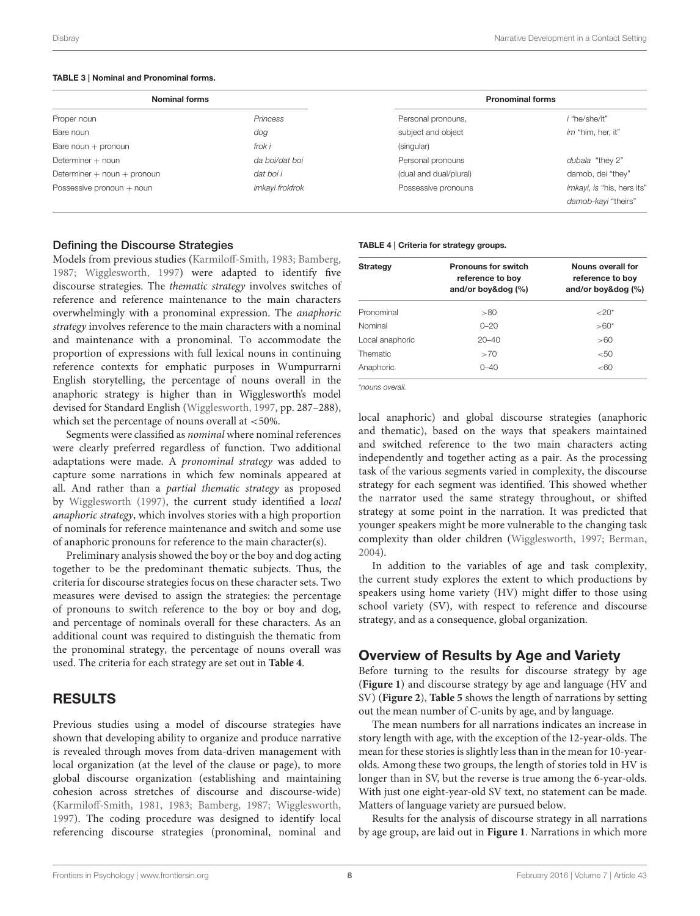**TABLE 3 | Nominal and Pronominal forms.**

| Nominal forms | | Pronominal forms | |
|---|---|---|---|
| Proper noun | *Princess* | Personal pronouns, subject and object (singular) | *i* "he/she/it" <br> *im* "him, her, it" |
| Bare noun | *dog* | | |
| Bare noun + pronoun | *frok i* | | |
| Determiner + noun | *da boi/dat boi* | Personal pronouns (dual and dual/plural) | *dubala* "they 2" <br> damob, dei "they" |
| Determiner + noun + pronoun | *dat boi i* | | |
| Possessive pronoun + noun | *imkayi frokfrok* | Possessive pronouns | *imkayi, is* "his, hers its" <br> *damob-kayi* "theirs" |

### Defining the Discourse Strategies

Models from previous studies (Karmiloff-Smith, 1983; Bamberg, 1987; Wigglesworth, 1997) were adapted to identify five discourse strategies. The *thematic strategy* involves switches of reference and reference maintenance to the main characters overwhelmingly with a pronominal expression. The *anaphoric strategy* involves reference to the main characters with a nominal and maintenance with a pronominal. To accommodate the proportion of expressions with full lexical nouns in continuing reference contexts for emphatic purposes in Wumpurrarni English storytelling, the percentage of nouns overall in the anaphoric strategy is higher than in Wigglesworth's model devised for Standard English (Wigglesworth, 1997, pp. 287–288), which set the percentage of nouns overall at <50%.

Segments were classified as *nominal* where nominal references were clearly preferred regardless of function. Two additional adaptations were made. A *pronominal strategy* was added to capture some narrations in which few nominals appeared at all. And rather than a *partial thematic strategy* as proposed by Wigglesworth (1997), the current study identified a l*ocal anaphoric strategy*, which involves stories with a high proportion of nominals for reference maintenance and switch and some use of anaphoric pronouns for reference to the main character(s).

Preliminary analysis showed the boy or the boy and dog acting together to be the predominant thematic subjects. Thus, the criteria for discourse strategies focus on these character sets. Two measures were devised to assign the strategies: the percentage of pronouns to switch reference to the boy or boy and dog, and percentage of nominals overall for these characters. As an additional count was required to distinguish the thematic from the pronominal strategy, the percentage of nouns overall was used. The criteria for each strategy are set out in **Table 4**.

**TABLE 4 | Criteria for strategy groups.**

| Strategy | Pronouns for switch reference to boy and/or boy&dog (%) | Nouns overall for reference to boy and/or boy&dog (%) |
|---|---|---|
| Pronominal | >80 | <20* |
| Nominal | 0–20 | >60* |
| Local anaphoric | 20–40 | >60 |
| Thematic | >70 | <50 |
| Anaphoric | 0–40 | <60 |

*nouns overall.

## RESULTS

Previous studies using a model of discourse strategies have shown that developing ability to organize and produce narrative is revealed through moves from data-driven management with local organization (at the level of the clause or page), to more global discourse organization (establishing and maintaining cohesion across stretches of discourse and discourse-wide) (Karmiloff-Smith, 1981, 1983; Bamberg, 1987; Wigglesworth, 1997). The coding procedure was designed to identify local referencing discourse strategies (pronominal, nominal and local anaphoric) and global discourse strategies (anaphoric and thematic), based on the ways that speakers maintained and switched reference to the two main characters acting independently and together acting as a pair. As the processing task of the various segments varied in complexity, the discourse strategy for each segment was identified. This showed whether the narrator used the same strategy throughout, or shifted strategy at some point in the narration. It was predicted that younger speakers might be more vulnerable to the changing task complexity than older children (Wigglesworth, 1997; Berman, 2004).

In addition to the variables of age and task complexity, the current study explores the extent to which productions by speakers using home variety (HV) might differ to those using school variety (SV), with respect to reference and discourse strategy, and as a consequence, global organization.

## Overview of Results by Age and Variety

Before turning to the results for discourse strategy by age (**Figure 1**) and discourse strategy by age and language (HV and SV) (**Figure 2**), **Table 5** shows the length of narrations by setting out the mean number of C-units by age, and by language.

The mean numbers for all narrations indicates an increase in story length with age, with the exception of the 12-year-olds. The mean for these stories is slightly less than in the mean for 10-year-olds. Among these two groups, the length of stories told in HV is longer than in SV, but the reverse is true among the 6-year-olds. With just one eight-year-old SV text, no statement can be made. Matters of language variety are pursued below.

Results for the analysis of discourse strategy in all narrations by age group, are laid out in **Figure 1**. Narrations in which more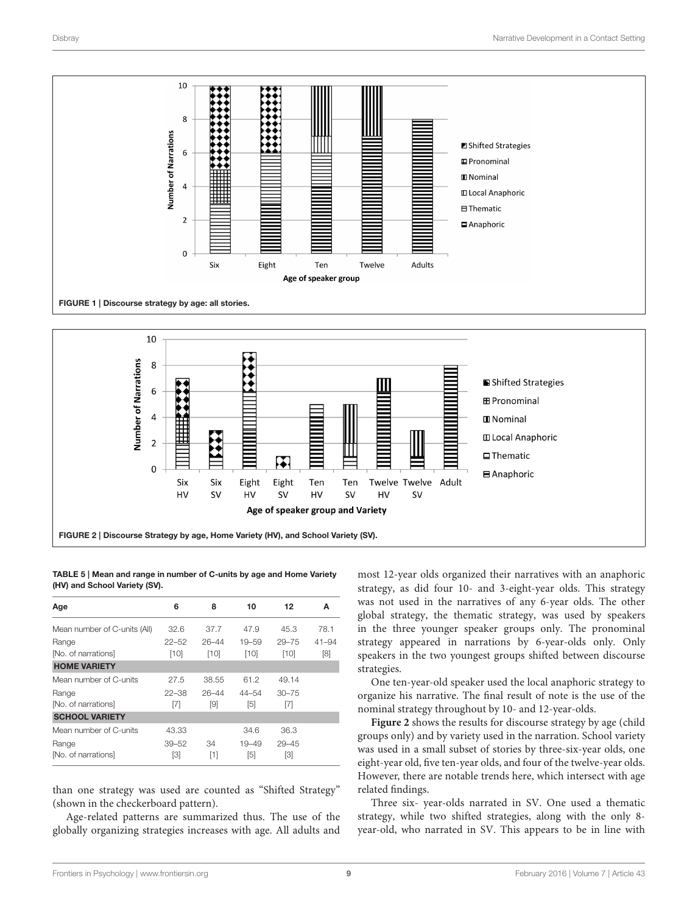FIGURE 1 | Discourse strategy by age: all stories.

FIGURE 2 | Discourse Strategy by age, Home Variety (HV), and School Variety (SV).

TABLE 5 | Mean and range in number of C-units by age and Home Variety (HV) and School Variety (SV).

| Age | 6 | 8 | 10 | 12 | A |
|---|---|---|---|---|---|
| Mean number of C-units (All) | 32.6 | 37.7 | 47.9 | 45.3 | 78.1 |
| Range | 22–52 | 26–44 | 19–59 | 29–75 | 41–94 |
| [No. of narrations] | [10] | [10] | [10] | [10] | [8] |
| **HOME VARIETY** | | | | | |
| Mean number of C-units | 27.5 | 38.55 | 61.2 | 49.14 | |
| Range | 22–38 | 26–44 | 44–54 | 30–75 | |
| [No. of narrations] | [7] | [9] | [5] | [7] | |
| **SCHOOL VARIETY** | | | | | |
| Mean number of C-units | 43.33 | | 34.6 | 36.3 | |
| Range | 39–52 | 34 | 19–49 | 29–45 | |
| [No. of narrations] | [3] | [1] | [5] | [3] | |

than one strategy was used are counted as "Shifted Strategy" (shown in the checkerboard pattern).

Age-related patterns are summarized thus. The use of the globally organizing strategies increases with age. All adults and most 12-year olds organized their narratives with an anaphoric strategy, as did four 10- and 3-eight-year olds. This strategy was not used in the narratives of any 6-year olds. The other global strategy, the thematic strategy, was used by speakers in the three younger speaker groups only. The pronominal strategy appeared in narrations by 6-year-olds only. Only speakers in the two youngest groups shifted between discourse strategies.

One ten-year-old speaker used the local anaphoric strategy to organize his narrative. The final result of note is the use of the nominal strategy throughout by 10- and 12-year-olds.

**Figure 2** shows the results for discourse strategy by age (child groups only) and by variety used in the narration. School variety was used in a small subset of stories by three-six-year olds, one eight-year old, five ten-year olds, and four of the twelve-year olds. However, there are notable trends here, which intersect with age related findings.

Three six- year-olds narrated in SV. One used a thematic strategy, while two shifted strategies, along with the only 8-year-old, who narrated in SV. This appears to be in line with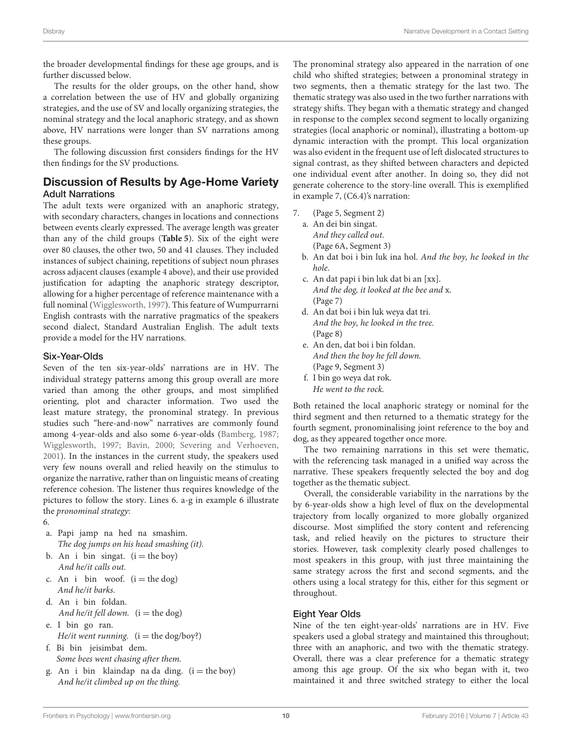the broader developmental findings for these age groups, and is further discussed below.

The results for the older groups, on the other hand, show a correlation between the use of HV and globally organizing strategies, and the use of SV and locally organizing strategies, the nominal strategy and the local anaphoric strategy, and as shown above, HV narrations were longer than SV narrations among these groups.

The following discussion first considers findings for the HV then findings for the SV productions.

## Discussion of Results by Age-Home Variety

### Adult Narrations

The adult texts were organized with an anaphoric strategy, with secondary characters, changes in locations and connections between events clearly expressed. The average length was greater than any of the child groups (**Table 5**). Six of the eight were over 80 clauses, the other two, 50 and 41 clauses. They included instances of subject chaining, repetitions of subject noun phrases across adjacent clauses (example 4 above), and their use provided justification for adapting the anaphoric strategy descriptor, allowing for a higher percentage of reference maintenance with a full nominal (Wigglesworth, 1997). This feature of Wumpurrarni English contrasts with the narrative pragmatics of the speakers second dialect, Standard Australian English. The adult texts provide a model for the HV narrations.

### Six-Year-Olds

Seven of the ten six-year-olds' narrations are in HV. The individual strategy patterns among this group overall are more varied than among the other groups, and most simplified orienting, plot and character information. Two used the least mature strategy, the pronominal strategy. In previous studies such "here-and-now" narratives are commonly found among 4-year-olds and also some 6-year-olds (Bamberg, 1987; Wigglesworth, 1997; Bavin, 2000; Severing and Verhoeven, 2001). In the instances in the current study, the speakers used very few nouns overall and relied heavily on the stimulus to organize the narrative, rather than on linguistic means of creating reference cohesion. The listener thus requires knowledge of the pictures to follow the story. Lines 6. a-g in example 6 illustrate the *pronominal strategy*:

6.

a. Papi jamp na hed na smashim.
   *The dog jumps on his head smashing (it).*
b. An i bin singat. (i = the boy)
   *And he/it calls out.*
c. An i bin woof. (i = the dog)
   *And he/it barks.*
d. An i bin foldan.
   *And he/it fell down.* (i = the dog)
e. I bin go ran.
   *He/it went running.* (i = the dog/boy?)
f. Bi bin jeisimbat dem.
   *Some bees went chasing after them.*
g. An i bin klaindap na da ding. (i = the boy)
   *And he/it climbed up on the thing.*

The pronominal strategy also appeared in the narration of one child who shifted strategies; between a pronominal strategy in two segments, then a thematic strategy for the last two. The thematic strategy was also used in the two further narrations with strategy shifts. They began with a thematic strategy and changed in response to the complex second segment to locally organizing strategies (local anaphoric or nominal), illustrating a bottom-up dynamic interaction with the prompt. This local organization was also evident in the frequent use of left dislocated structures to signal contrast, as they shifted between characters and depicted one individual event after another. In doing so, they did not generate coherence to the story-line overall. This is exemplified in example 7, (C6.4)'s narration:

7. (Page 5, Segment 2)
   a. An dei bin singat.
      *And they called out.*
      (Page 6A, Segment 3)
   b. An dat boi i bin luk ina hol. *And the boy, he looked in the hole.*
   c. An dat papi i bin luk dat bi an [xx].
      *And the dog, it looked at the bee and* x.
      (Page 7)
   d. An dat boi i bin luk weya dat tri.
      *And the boy, he looked in the tree.*
      (Page 8)
   e. An den, dat boi i bin foldan.
      *And then the boy he fell down.*
      (Page 9, Segment 3)
   f. I bin go weya dat rok.
      *He went to the rock.*

Both retained the local anaphoric strategy or nominal for the third segment and then returned to a thematic strategy for the fourth segment, pronominalising joint reference to the boy and dog, as they appeared together once more.

The two remaining narrations in this set were thematic, with the referencing task managed in a unified way across the narrative. These speakers frequently selected the boy and dog together as the thematic subject.

Overall, the considerable variability in the narrations by the by 6-year-olds show a high level of flux on the developmental trajectory from locally organized to more globally organized discourse. Most simplified the story content and referencing task, and relied heavily on the pictures to structure their stories. However, task complexity clearly posed challenges to most speakers in this group, with just three maintaining the same strategy across the first and second segments, and the others using a local strategy for this, either for this segment or throughout.

### Eight Year Olds

Nine of the ten eight-year-olds' narrations are in HV. Five speakers used a global strategy and maintained this throughout; three with an anaphoric, and two with the thematic strategy. Overall, there was a clear preference for a thematic strategy among this age group. Of the six who began with it, two maintained it and three switched strategy to either the local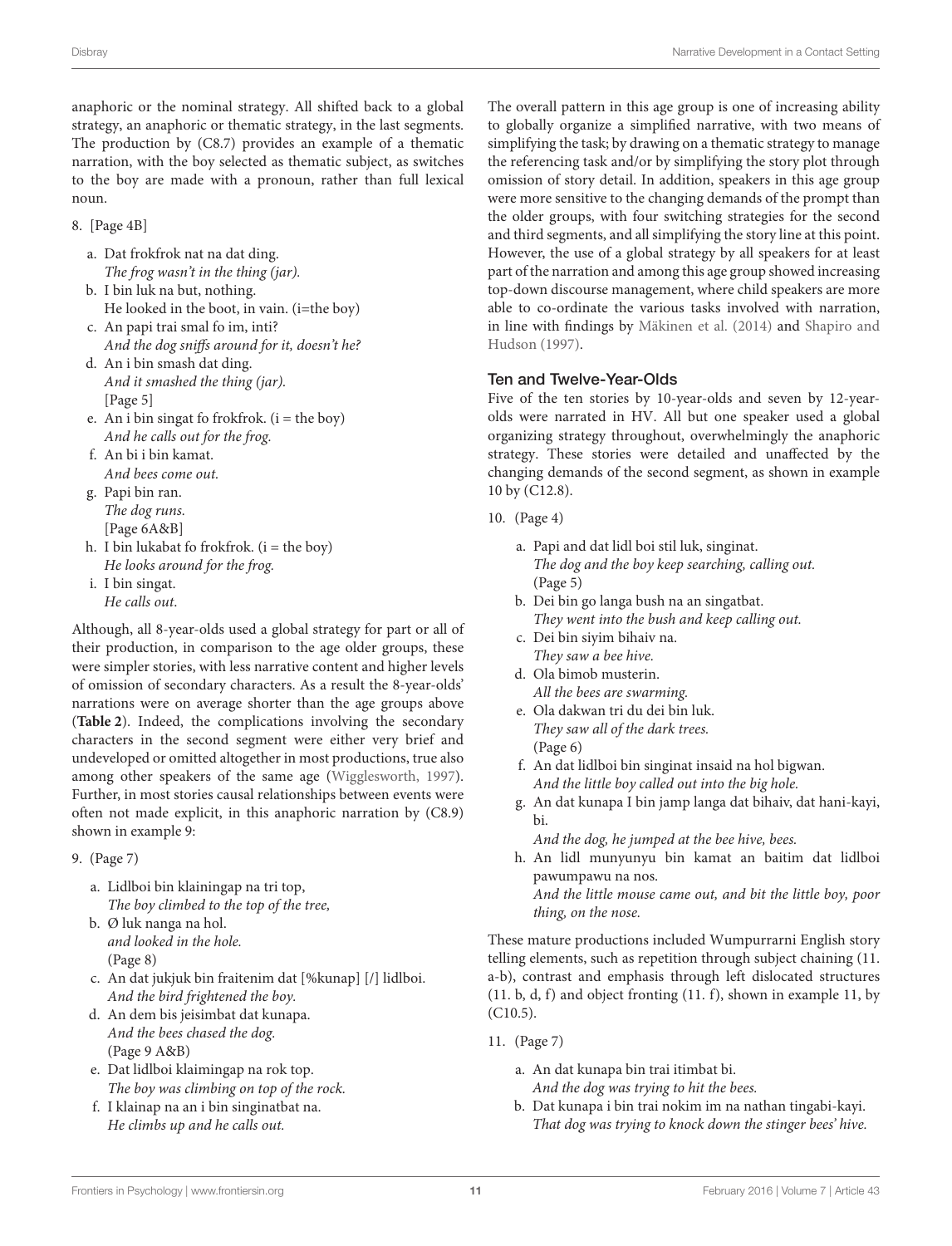anaphoric or the nominal strategy. All shifted back to a global strategy, an anaphoric or thematic strategy, in the last segments. The production by (C8.7) provides an example of a thematic narration, with the boy selected as thematic subject, as switches to the boy are made with a pronoun, rather than full lexical noun.

8. [Page 4B]

   a. Dat frokfrok nat na dat ding.
      *The frog wasn't in the thing (jar).*
   b. I bin luk na but, nothing.
      He looked in the boot, in vain. (i=the boy)
   c. An papi trai smal fo im, inti?
      *And the dog sniffs around for it, doesn't he?*
   d. An i bin smash dat ding.
      *And it smashed the thing (jar).*
      [Page 5]
   e. An i bin singat fo frokfrok. (i = the boy)
      *And he calls out for the frog.*
   f. An bi i bin kamat.
      *And bees come out.*
   g. Papi bin ran.
      *The dog runs.*
      [Page 6A&B]
   h. I bin lukabat fo frokfrok. (i = the boy)
      *He looks around for the frog.*
   i. I bin singat.
      *He calls out.*

Although, all 8-year-olds used a global strategy for part or all of their production, in comparison to the age older groups, these were simpler stories, with less narrative content and higher levels of omission of secondary characters. As a result the 8-year-olds' narrations were on average shorter than the age groups above (**Table 2**). Indeed, the complications involving the secondary characters in the second segment were either very brief and undeveloped or omitted altogether in most productions, true also among other speakers of the same age (Wigglesworth, 1997). Further, in most stories causal relationships between events were often not made explicit, in this anaphoric narration by (C8.9) shown in example 9:

9. (Page 7)

   a. Lidlboi bin klainingap na tri top,
      *The boy climbed to the top of the tree,*
   b. Ø luk nanga na hol.
      *and looked in the hole.*
      (Page 8)
   c. An dat jukjuk bin fraitenim dat [%kunap] [/] lidlboi.
      *And the bird frightened the boy.*
   d. An dem bis jeisimbat dat kunapa.
      *And the bees chased the dog.*
      (Page 9 A&B)
   e. Dat lidlboi klaimingap na rok top.
      *The boy was climbing on top of the rock.*
   f. I klainap na an i bin singinatbat na.
      *He climbs up and he calls out.*

The overall pattern in this age group is one of increasing ability to globally organize a simplified narrative, with two means of simplifying the task; by drawing on a thematic strategy to manage the referencing task and/or by simplifying the story plot through omission of story detail. In addition, speakers in this age group were more sensitive to the changing demands of the prompt than the older groups, with four switching strategies for the second and third segments, and all simplifying the story line at this point. However, the use of a global strategy by all speakers for at least part of the narration and among this age group showed increasing top-down discourse management, where child speakers are more able to co-ordinate the various tasks involved with narration, in line with findings by Mäkinen et al. (2014) and Shapiro and Hudson (1997).

### Ten and Twelve-Year-Olds

Five of the ten stories by 10-year-olds and seven by 12-year-olds were narrated in HV. All but one speaker used a global organizing strategy throughout, overwhelmingly the anaphoric strategy. These stories were detailed and unaffected by the changing demands of the second segment, as shown in example 10 by (C12.8).

10. (Page 4)

    a. Papi and dat lidl boi stil luk, singinat.
       *The dog and the boy keep searching, calling out.*
       (Page 5)
    b. Dei bin go langa bush na an singatbat.
       *They went into the bush and keep calling out.*
    c. Dei bin siyim bihaiv na.
       *They saw a bee hive.*
    d. Ola bimob musterin.
       *All the bees are swarming.*
    e. Ola dakwan tri du dei bin luk.
       *They saw all of the dark trees.*
       (Page 6)
    f. An dat lidlboi bin singinat insaid na hol bigwan.
       *And the little boy called out into the big hole.*
    g. An dat kunapa I bin jamp langa dat bihaiv, dat hani-kayi, bi.
       *And the dog, he jumped at the bee hive, bees.*
    h. An lidl munyunyu bin kamat an baitim dat lidlboi pawumpawu na nos.
       *And the little mouse came out, and bit the little boy, poor thing, on the nose.*

These mature productions included Wumpurrarni English story telling elements, such as repetition through subject chaining (11. a-b), contrast and emphasis through left dislocated structures (11. b, d, f) and object fronting (11. f), shown in example 11, by (C10.5).

11. (Page 7)

    a. An dat kunapa bin trai itimbat bi.
       *And the dog was trying to hit the bees.*
    b. Dat kunapa i bin trai nokim im na nathan tingabi-kayi.
       *That dog was trying to knock down the stinger bees' hive.*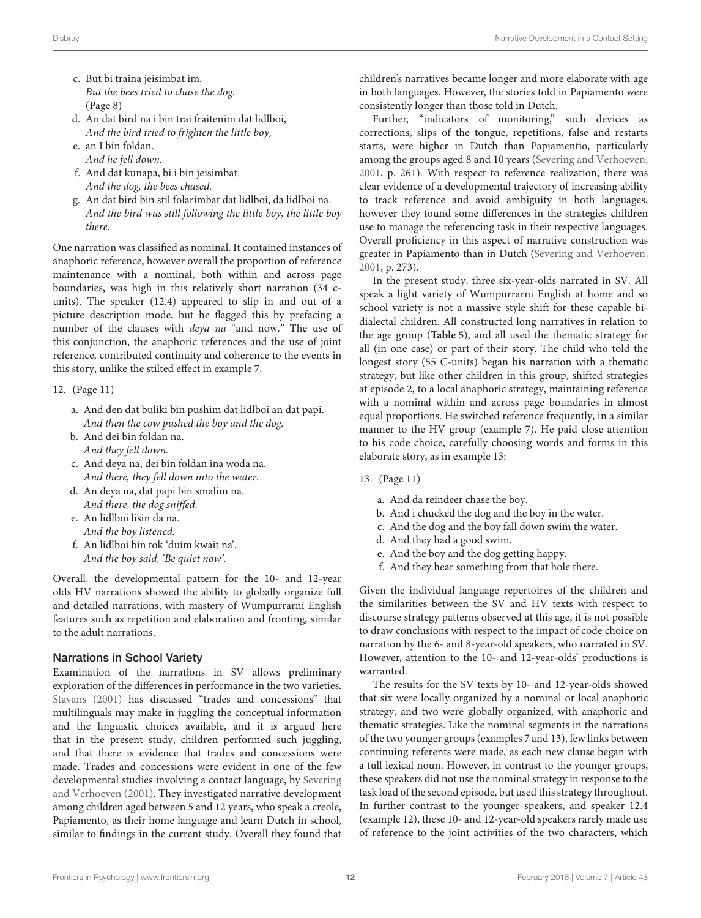c. But bi traina jeisimbat im.
   *But the bees tried to chase the dog.*
   (Page 8)
d. An dat bird na i bin trai fraitenim dat lidlboi,
   *And the bird tried to frighten the little boy,*
e. an I bin foldan.
   *And he fell down.*
f. And dat kunapa, bi i bin jeisimbat.
   *And the dog, the bees chased.*
g. An dat bird bin stil folarimbat dat lidlboi, da lidlboi na.
   *And the bird was still following the little boy, the little boy there.*

One narration was classified as nominal. It contained instances of anaphoric reference, however overall the proportion of reference maintenance with a nominal, both within and across page boundaries, was high in this relatively short narration (34 c-units). The speaker (12.4) appeared to slip in and out of a picture description mode, but he flagged this by prefacing a number of the clauses with *deya na* "and now." The use of this conjunction, the anaphoric references and the use of joint reference, contributed continuity and coherence to the events in this story, unlike the stilted effect in example 7.

12. (Page 11)
   a. And den dat buliki bin pushim dat lidlboi an dat papi.
      *And then the cow pushed the boy and the dog.*
   b. And dei bin foldan na.
      *And they fell down.*
   c. And deya na, dei bin foldan ina woda na.
      *And there, they fell down into the water.*
   d. An deya na, dat papi bin smalim na.
      *And there, the dog sniffed.*
   e. An lidlboi lisin da na.
      *And the boy listened.*
   f. An lidlboi bin tok 'duim kwait na'.
      *And the boy said, 'Be quiet now'.*

Overall, the developmental pattern for the 10- and 12-year olds HV narrations showed the ability to globally organize full and detailed narrations, with mastery of Wumpurrarni English features such as repetition and elaboration and fronting, similar to the adult narrations.

### Narrations in School Variety

Examination of the narrations in SV allows preliminary exploration of the differences in performance in the two varieties. Stavans (2001) has discussed "trades and concessions" that multilinguals may make in juggling the conceptual information and the linguistic choices available, and it is argued here that in the present study, children performed such juggling, and that there is evidence that trades and concessions were made. Trades and concessions were evident in one of the few developmental studies involving a contact language, by Severing and Verhoeven (2001). They investigated narrative development among children aged between 5 and 12 years, who speak a creole, Papiamento, as their home language and learn Dutch in school, similar to findings in the current study. Overall they found that children's narratives became longer and more elaborate with age in both languages. However, the stories told in Papiamento were consistently longer than those told in Dutch.

Further, "indicators of monitoring," such devices as corrections, slips of the tongue, repetitions, false and restarts starts, were higher in Dutch than Papiamentio, particularly among the groups aged 8 and 10 years (Severing and Verhoeven, 2001, p. 261). With respect to reference realization, there was clear evidence of a developmental trajectory of increasing ability to track reference and avoid ambiguity in both languages, however they found some differences in the strategies children use to manage the referencing task in their respective languages. Overall proficiency in this aspect of narrative construction was greater in Papiamento than in Dutch (Severing and Verhoeven, 2001, p. 273).

In the present study, three six-year-olds narrated in SV. All speak a light variety of Wumpurrarni English at home and so school variety is not a massive style shift for these capable bi-dialectal children. All constructed long narratives in relation to the age group (**Table 5**), and all used the thematic strategy for all (in one case) or part of their story. The child who told the longest story (55 C-units) began his narration with a thematic strategy, but like other children in this group, shifted strategies at episode 2, to a local anaphoric strategy, maintaining reference with a nominal within and across page boundaries in almost equal proportions. He switched reference frequently, in a similar manner to the HV group (example 7). He paid close attention to his code choice, carefully choosing words and forms in this elaborate story, as in example 13:

13. (Page 11)
   a. And da reindeer chase the boy.
   b. And i chucked the dog and the boy in the water.
   c. And the dog and the boy fall down swim the water.
   d. And they had a good swim.
   e. And the boy and the dog getting happy.
   f. And they hear something from that hole there.

Given the individual language repertoires of the children and the similarities between the SV and HV texts with respect to discourse strategy patterns observed at this age, it is not possible to draw conclusions with respect to the impact of code choice on narration by the 6- and 8-year-old speakers, who narrated in SV. However, attention to the 10- and 12-year-olds' productions is warranted.

The results for the SV texts by 10- and 12-year-olds showed that six were locally organized by a nominal or local anaphoric strategy, and two were globally organized, with anaphoric and thematic strategies. Like the nominal segments in the narrations of the two younger groups (examples 7 and 13), few links between continuing referents were made, as each new clause began with a full lexical noun. However, in contrast to the younger groups, these speakers did not use the nominal strategy in response to the task load of the second episode, but used this strategy throughout. In further contrast to the younger speakers, and speaker 12.4 (example 12), these 10- and 12-year-old speakers rarely made use of reference to the joint activities of the two characters, which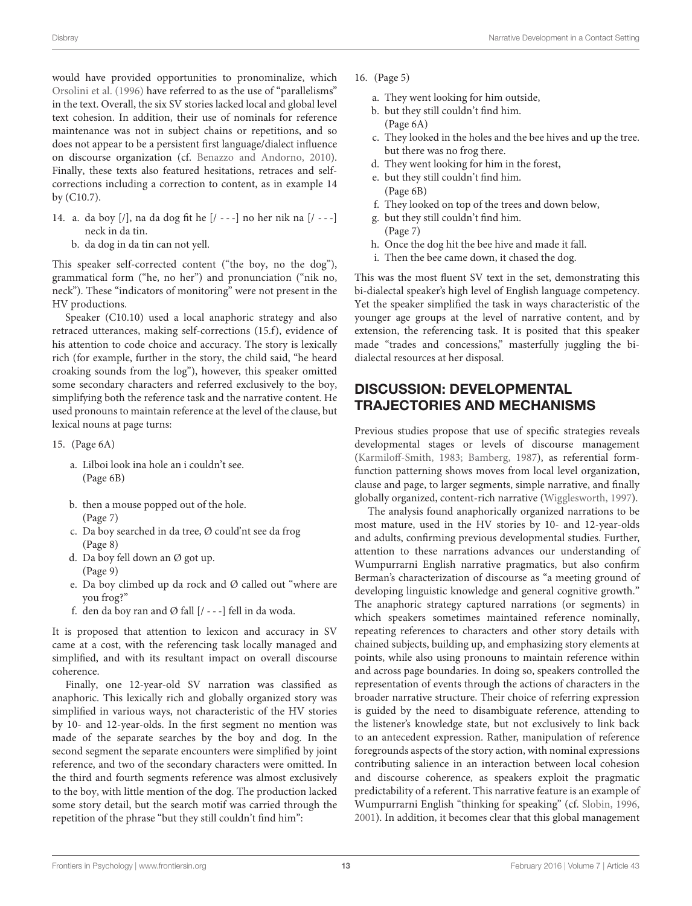would have provided opportunities to pronominalize, which Orsolini et al. (1996) have referred to as the use of "parallelisms" in the text. Overall, the six SV stories lacked local and global level text cohesion. In addition, their use of nominals for reference maintenance was not in subject chains or repetitions, and so does not appear to be a persistent first language/dialect influence on discourse organization (cf. Benazzo and Andorno, 2010). Finally, these texts also featured hesitations, retraces and self-corrections including a correction to content, as in example 14 by (C10.7).

14. a. da boy [/], na da dog fit he [/ - - -] no her nik na [/ - - -] neck in da tin.
    b. da dog in da tin can not yell.

This speaker self-corrected content ("the boy, no the dog"), grammatical form ("he, no her") and pronunciation ("nik no, neck"). These "indicators of monitoring" were not present in the HV productions.

Speaker (C10.10) used a local anaphoric strategy and also retraced utterances, making self-corrections (15.f), evidence of his attention to code choice and accuracy. The story is lexically rich (for example, further in the story, the child said, "he heard croaking sounds from the log"), however, this speaker omitted some secondary characters and referred exclusively to the boy, simplifying both the reference task and the narrative content. He used pronouns to maintain reference at the level of the clause, but lexical nouns at page turns:

15. (Page 6A)
    a. Lilboi look ina hole an i couldn't see.
    (Page 6B)
    b. then a mouse popped out of the hole.
    (Page 7)
    c. Da boy searched in da tree, Ø could'nt see da frog
    (Page 8)
    d. Da boy fell down an Ø got up.
    (Page 9)
    e. Da boy climbed up da rock and Ø called out "where are you frog?"
    f. den da boy ran and Ø fall [/ - - -] fell in da woda.

It is proposed that attention to lexicon and accuracy in SV came at a cost, with the referencing task locally managed and simplified, and with its resultant impact on overall discourse coherence.

Finally, one 12-year-old SV narration was classified as anaphoric. This lexically rich and globally organized story was simplified in various ways, not characteristic of the HV stories by 10- and 12-year-olds. In the first segment no mention was made of the separate searches by the boy and dog. In the second segment the separate encounters were simplified by joint reference, and two of the secondary characters were omitted. In the third and fourth segments reference was almost exclusively to the boy, with little mention of the dog. The production lacked some story detail, but the search motif was carried through the repetition of the phrase "but they still couldn't find him":

16. (Page 5)
    a. They went looking for him outside,
    b. but they still couldn't find him.
    (Page 6A)
    c. They looked in the holes and the bee hives and up the tree. but there was no frog there.
    d. They went looking for him in the forest,
    e. but they still couldn't find him.
    (Page 6B)
    f. They looked on top of the trees and down below,
    g. but they still couldn't find him.
    (Page 7)
    h. Once the dog hit the bee hive and made it fall.
    i. Then the bee came down, it chased the dog.

This was the most fluent SV text in the set, demonstrating this bi-dialectal speaker's high level of English language competency. Yet the speaker simplified the task in ways characteristic of the younger age groups at the level of narrative content, and by extension, the referencing task. It is posited that this speaker made "trades and concessions," masterfully juggling the bi-dialectal resources at her disposal.

## DISCUSSION: DEVELOPMENTAL TRAJECTORIES AND MECHANISMS

Previous studies propose that use of specific strategies reveals developmental stages or levels of discourse management (Karmiloff-Smith, 1983; Bamberg, 1987), as referential form-function patterning shows moves from local level organization, clause and page, to larger segments, simple narrative, and finally globally organized, content-rich narrative (Wigglesworth, 1997).

The analysis found anaphorically organized narrations to be most mature, used in the HV stories by 10- and 12-year-olds and adults, confirming previous developmental studies. Further, attention to these narrations advances our understanding of Wumpurrarni English narrative pragmatics, but also confirm Berman's characterization of discourse as "a meeting ground of developing linguistic knowledge and general cognitive growth." The anaphoric strategy captured narrations (or segments) in which speakers sometimes maintained reference nominally, repeating references to characters and other story details with chained subjects, building up, and emphasizing story elements at points, while also using pronouns to maintain reference within and across page boundaries. In doing so, speakers controlled the representation of events through the actions of characters in the broader narrative structure. Their choice of referring expression is guided by the need to disambiguate reference, attending to the listener's knowledge state, but not exclusively to link back to an antecedent expression. Rather, manipulation of reference foregrounds aspects of the story action, with nominal expressions contributing salience in an interaction between local cohesion and discourse coherence, as speakers exploit the pragmatic predictability of a referent. This narrative feature is an example of Wumpurrarni English "thinking for speaking" (cf. Slobin, 1996, 2001). In addition, it becomes clear that this global management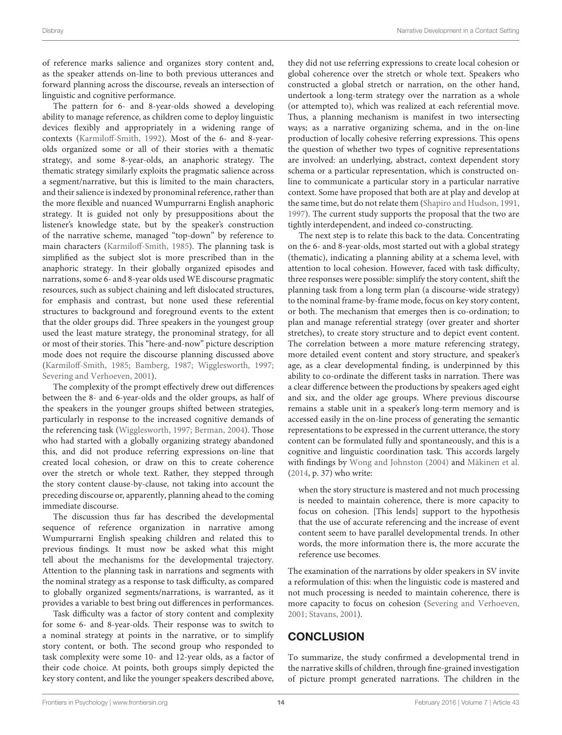of reference marks salience and organizes story content and, as the speaker attends on-line to both previous utterances and forward planning across the discourse, reveals an intersection of linguistic and cognitive performance.

The pattern for 6- and 8-year-olds showed a developing ability to manage reference, as children come to deploy linguistic devices flexibly and appropriately in a widening range of contexts (Karmiloff-Smith, 1992). Most of the 6- and 8-year-olds organized some or all of their stories with a thematic strategy, and some 8-year-olds, an anaphoric strategy. The thematic strategy similarly exploits the pragmatic salience across a segment/narrative, but this is limited to the main characters, and their salience is indexed by pronominal reference, rather than the more flexible and nuanced Wumpurrarni English anaphoric strategy. It is guided not only by presuppositions about the listener's knowledge state, but by the speaker's construction of the narrative scheme, managed "top-down" by reference to main characters (Karmiloff-Smith, 1985). The planning task is simplified as the subject slot is more prescribed than in the anaphoric strategy. In their globally organized episodes and narrations, some 6- and 8-year olds used WE discourse pragmatic resources, such as subject chaining and left dislocated structures, for emphasis and contrast, but none used these referential structures to background and foreground events to the extent that the older groups did. Three speakers in the youngest group used the least mature strategy, the pronominal strategy, for all or most of their stories. This "here-and-now" picture description mode does not require the discourse planning discussed above (Karmiloff-Smith, 1985; Bamberg, 1987; Wigglesworth, 1997; Severing and Verhoeven, 2001).

The complexity of the prompt effectively drew out differences between the 8- and 6-year-olds and the older groups, as half of the speakers in the younger groups shifted between strategies, particularly in response to the increased cognitive demands of the referencing task (Wigglesworth, 1997; Berman, 2004). Those who had started with a globally organizing strategy abandoned this, and did not produce referring expressions on-line that created local cohesion, or draw on this to create coherence over the stretch or whole text. Rather, they stepped through the story content clause-by-clause, not taking into account the preceding discourse or, apparently, planning ahead to the coming immediate discourse.

The discussion thus far has described the developmental sequence of reference organization in narrative among Wumpurrarni English speaking children and related this to previous findings. It must now be asked what this might tell about the mechanisms for the developmental trajectory. Attention to the planning task in narrations and segments with the nominal strategy as a response to task difficulty, as compared to globally organized segments/narrations, is warranted, as it provides a variable to best bring out differences in performances.

Task difficulty was a factor of story content and complexity for some 6- and 8-year-olds. Their response was to switch to a nominal strategy at points in the narrative, or to simplify story content, or both. The second group who responded to task complexity were some 10- and 12-year olds, as a factor of their code choice. At points, both groups simply depicted the key story content, and like the younger speakers described above, they did not use referring expressions to create local cohesion or global coherence over the stretch or whole text. Speakers who constructed a global stretch or narration, on the other hand, undertook a long-term strategy over the narration as a whole (or attempted to), which was realized at each referential move. Thus, a planning mechanism is manifest in two intersecting ways; as a narrative organizing schema, and in the on-line production of locally cohesive referring expressions. This opens the question of whether two types of cognitive representations are involved: an underlying, abstract, context dependent story schema or a particular representation, which is constructed on-line to communicate a particular story in a particular narrative context. Some have proposed that both are at play and develop at the same time, but do not relate them (Shapiro and Hudson, 1991, 1997). The current study supports the proposal that the two are tightly interdependent, and indeed co-constructing.

The next step is to relate this back to the data. Concentrating on the 6- and 8-year-olds, most started out with a global strategy (thematic), indicating a planning ability at a schema level, with attention to local cohesion. However, faced with task difficulty, three responses were possible: simplify the story content, shift the planning task from a long term plan (a discourse-wide strategy) to the nominal frame-by-frame mode, focus on key story content, or both. The mechanism that emerges then is co-ordination; to plan and manage referential strategy (over greater and shorter stretches), to create story structure and to depict event content. The correlation between a more mature referencing strategy, more detailed event content and story structure, and speaker's age, as a clear developmental finding, is underpinned by this ability to co-ordinate the different tasks in narration. There was a clear difference between the productions by speakers aged eight and six, and the older age groups. Where previous discourse remains a stable unit in a speaker's long-term memory and is accessed easily in the on-line process of generating the semantic representations to be expressed in the current utterance, the story content can be formulated fully and spontaneously, and this is a cognitive and linguistic coordination task. This accords largely with findings by Wong and Johnston (2004) and Mäkinen et al. (2014, p. 37) who write:

> when the story structure is mastered and not much processing is needed to maintain coherence, there is more capacity to focus on cohesion. [This lends] support to the hypothesis that the use of accurate referencing and the increase of event content seem to have parallel developmental trends. In other words, the more information there is, the more accurate the reference use becomes.

The examination of the narrations by older speakers in SV invite a reformulation of this: when the linguistic code is mastered and not much processing is needed to maintain coherence, there is more capacity to focus on cohesion (Severing and Verhoeven, 2001; Stavans, 2001).

## CONCLUSION

To summarize, the study confirmed a developmental trend in the narrative skills of children, through fine-grained investigation of picture prompt generated narrations. The children in the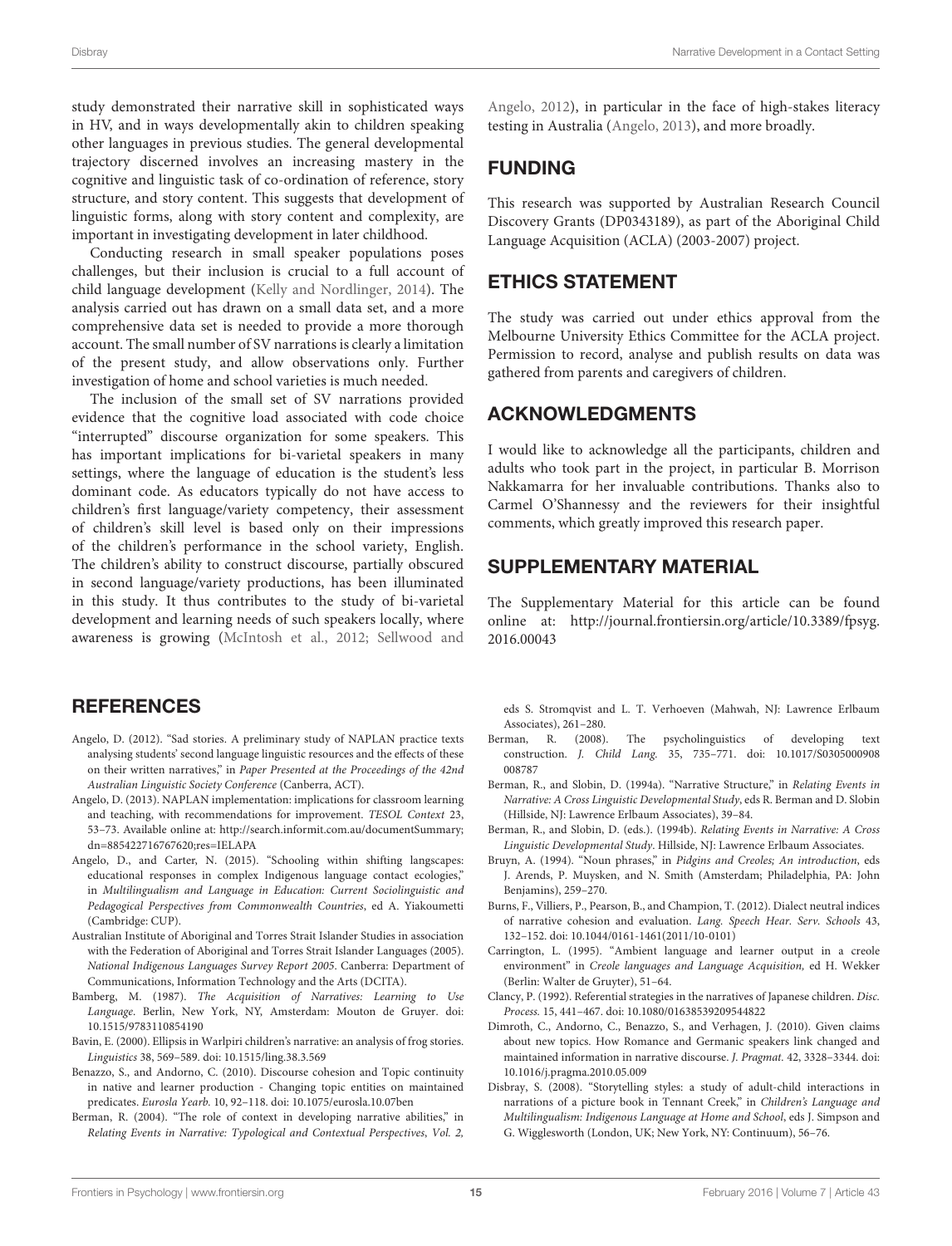study demonstrated their narrative skill in sophisticated ways in HV, and in ways developmentally akin to children speaking other languages in previous studies. The general developmental trajectory discerned involves an increasing mastery in the cognitive and linguistic task of co-ordination of reference, story structure, and story content. This suggests that development of linguistic forms, along with story content and complexity, are important in investigating development in later childhood.

Conducting research in small speaker populations poses challenges, but their inclusion is crucial to a full account of child language development (Kelly and Nordlinger, 2014). The analysis carried out has drawn on a small data set, and a more comprehensive data set is needed to provide a more thorough account. The small number of SV narrations is clearly a limitation of the present study, and allow observations only. Further investigation of home and school varieties is much needed.

The inclusion of the small set of SV narrations provided evidence that the cognitive load associated with code choice "interrupted" discourse organization for some speakers. This has important implications for bi-varietal speakers in many settings, where the language of education is the student's less dominant code. As educators typically do not have access to children's first language/variety competency, their assessment of children's skill level is based only on their impressions of the children's performance in the school variety, English. The children's ability to construct discourse, partially obscured in second language/variety productions, has been illuminated in this study. It thus contributes to the study of bi-varietal development and learning needs of such speakers locally, where awareness is growing (McIntosh et al., 2012; Sellwood and Angelo, 2012), in particular in the face of high-stakes literacy testing in Australia (Angelo, 2013), and more broadly.

## FUNDING

This research was supported by Australian Research Council Discovery Grants (DP0343189), as part of the Aboriginal Child Language Acquisition (ACLA) (2003-2007) project.

## ETHICS STATEMENT

The study was carried out under ethics approval from the Melbourne University Ethics Committee for the ACLA project. Permission to record, analyse and publish results on data was gathered from parents and caregivers of children.

## ACKNOWLEDGMENTS

I would like to acknowledge all the participants, children and adults who took part in the project, in particular B. Morrison Nakkamarra for her invaluable contributions. Thanks also to Carmel O'Shannessy and the reviewers for their insightful comments, which greatly improved this research paper.

## SUPPLEMENTARY MATERIAL

The Supplementary Material for this article can be found online at: http://journal.frontiersin.org/article/10.3389/fpsyg.2016.00043

## REFERENCES

Angelo, D. (2012). "Sad stories. A preliminary study of NAPLAN practice texts analysing students' second language linguistic resources and the effects of these on their written narratives," in *Paper Presented at the Proceedings of the 42nd Australian Linguistic Society Conference* (Canberra, ACT).

Angelo, D. (2013). NAPLAN implementation: implications for classroom learning and teaching, with recommendations for improvement. *TESOL Context* 23, 53–73. Available online at: http://search.informit.com.au/documentSummary;dn=885422716767620;res=IELAPA

Angelo, D., and Carter, N. (2015). "Schooling within shifting langscapes: educational responses in complex Indigenous language contact ecologies," in *Multilingualism and Language in Education: Current Sociolinguistic and Pedagogical Perspectives from Commonwealth Countries*, ed A. Yiakoumetti (Cambridge: CUP).

Australian Institute of Aboriginal and Torres Strait Islander Studies in association with the Federation of Aboriginal and Torres Strait Islander Languages (2005). *National Indigenous Languages Survey Report 2005*. Canberra: Department of Communications, Information Technology and the Arts (DCITA).

Bamberg, M. (1987). *The Acquisition of Narratives: Learning to Use Language*. Berlin, New York, NY, Amsterdam: Mouton de Gruyer. doi: 10.1515/9783110854190

Bavin, E. (2000). Ellipsis in Warlpiri children's narrative: an analysis of frog stories. *Linguistics* 38, 569–589. doi: 10.1515/ling.38.3.569

Benazzo, S., and Andorno, C. (2010). Discourse cohesion and Topic continuity in native and learner production - Changing topic entities on maintained predicates. *Eurosla Yearb.* 10, 92–118. doi: 10.1075/eurosla.10.07ben

Berman, R. (2004). "The role of context in developing narrative abilities," in *Relating Events in Narrative: Typological and Contextual Perspectives, Vol. 2,* eds S. Stromqvist and L. T. Verhoeven (Mahwah, NJ: Lawrence Erlbaum Associates), 261–280.

Berman, R. (2008). The psycholinguistics of developing text construction. *J. Child Lang.* 35, 735–771. doi: 10.1017/S0305000908008787

Berman, R., and Slobin, D. (1994a). "Narrative Structure," in *Relating Events in Narrative: A Cross Linguistic Developmental Study*, eds R. Berman and D. Slobin (Hillside, NJ: Lawrence Erlbaum Associates), 39–84.

Berman, R., and Slobin, D. (eds.). (1994b). *Relating Events in Narrative: A Cross Linguistic Developmental Study*. Hillside, NJ: Lawrence Erlbaum Associates.

Bruyn, A. (1994). "Noun phrases," in *Pidgins and Creoles; An introduction*, eds J. Arends, P. Muysken, and N. Smith (Amsterdam; Philadelphia, PA: John Benjamins), 259–270.

Burns, F., Villiers, P., Pearson, B., and Champion, T. (2012). Dialect neutral indices of narrative cohesion and evaluation. *Lang. Speech Hear. Serv. Schools* 43, 132–152. doi: 10.1044/0161-1461(2011/10-0101)

Carrington, L. (1995). "Ambient language and learner output in a creole environment" in *Creole languages and Language Acquisition,* ed H. Wekker (Berlin: Walter de Gruyter), 51–64.

Clancy, P. (1992). Referential strategies in the narratives of Japanese children. *Disc. Process.* 15, 441–467. doi: 10.1080/01638539209544822

Dimroth, C., Andorno, C., Benazzo, S., and Verhagen, J. (2010). Given claims about new topics. How Romance and Germanic speakers link changed and maintained information in narrative discourse. *J. Pragmat.* 42, 3328–3344. doi: 10.1016/j.pragma.2010.05.009

Disbray, S. (2008). "Storytelling styles: a study of adult-child interactions in narrations of a picture book in Tennant Creek," in *Children's Language and Multilingualism: Indigenous Language at Home and School*, eds J. Simpson and G. Wigglesworth (London, UK; New York, NY: Continuum), 56–76.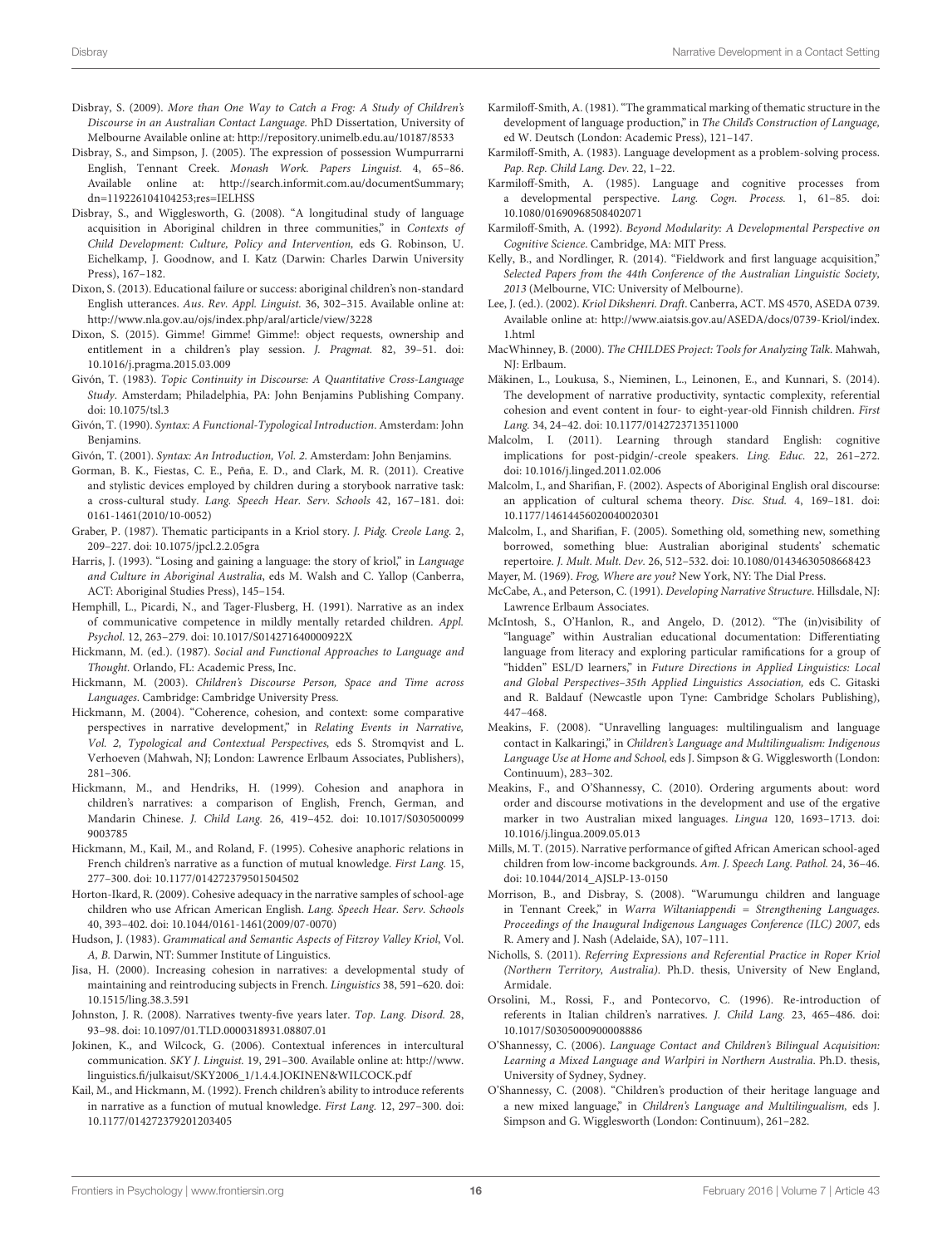Disbray, S. (2009). *More than One Way to Catch a Frog: A Study of Children's Discourse in an Australian Contact Language.* PhD Dissertation, University of Melbourne Available online at: http://repository.unimelb.edu.au/10187/8533

Disbray, S., and Simpson, J. (2005). The expression of possession Wumpurrarni English, Tennant Creek. *Monash Work. Papers Linguist.* 4, 65–86. Available online at: http://search.informit.com.au/documentSummary;dn=119226104104253;res=IELHSS

Disbray, S., and Wigglesworth, G. (2008). "A longitudinal study of language acquisition in Aboriginal children in three communities," in *Contexts of Child Development: Culture, Policy and Intervention,* eds G. Robinson, U. Eichelkamp, J. Goodnow, and I. Katz (Darwin: Charles Darwin University Press), 167–182.

Dixon, S. (2013). Educational failure or success: aboriginal children's non-standard English utterances. *Aus. Rev. Appl. Linguist.* 36, 302–315. Available online at: http://www.nla.gov.au/ojs/index.php/aral/article/view/3228

Dixon, S. (2015). Gimme! Gimme! Gimme!: object requests, ownership and entitlement in a children's play session. *J. Pragmat.* 82, 39–51. doi: 10.1016/j.pragma.2015.03.009

Givón, T. (1983). *Topic Continuity in Discourse: A Quantitative Cross-Language Study*. Amsterdam; Philadelphia, PA: John Benjamins Publishing Company. doi: 10.1075/tsl.3

Givón, T. (1990). *Syntax: A Functional-Typological Introduction*. Amsterdam: John Benjamins.

Givón, T. (2001). *Syntax: An Introduction, Vol. 2*. Amsterdam: John Benjamins.

Gorman, B. K., Fiestas, C. E., Peña, E. D., and Clark, M. R. (2011). Creative and stylistic devices employed by children during a storybook narrative task: a cross-cultural study. *Lang. Speech Hear. Serv. Schools* 42, 167–181. doi: 0161-1461(2010/10-0052)

Graber, P. (1987). Thematic participants in a Kriol story. *J. Pidg. Creole Lang.* 2, 209–227. doi: 10.1075/jpcl.2.2.05gra

Harris, J. (1993). "Losing and gaining a language: the story of kriol," in *Language and Culture in Aboriginal Australia*, eds M. Walsh and C. Yallop (Canberra, ACT: Aboriginal Studies Press), 145–154.

Hemphill, L., Picardi, N., and Tager-Flusberg, H. (1991). Narrative as an index of communicative competence in mildly mentally retarded children. *Appl. Psychol.* 12, 263–279. doi: 10.1017/S014271640000922X

Hickmann, M. (ed.). (1987). *Social and Functional Approaches to Language and Thought*. Orlando, FL: Academic Press, Inc.

Hickmann, M. (2003). *Children's Discourse Person, Space and Time across Languages*. Cambridge: Cambridge University Press.

Hickmann, M. (2004). "Coherence, cohesion, and context: some comparative perspectives in narrative development," in *Relating Events in Narrative, Vol. 2, Typological and Contextual Perspectives,* eds S. Stromqvist and L. Verhoeven (Mahwah, NJ; London: Lawrence Erlbaum Associates, Publishers), 281–306.

Hickmann, M., and Hendriks, H. (1999). Cohesion and anaphora in children's narratives: a comparison of English, French, German, and Mandarin Chinese. *J. Child Lang.* 26, 419–452. doi: 10.1017/S0305000999003785

Hickmann, M., Kail, M., and Roland, F. (1995). Cohesive anaphoric relations in French children's narrative as a function of mutual knowledge. *First Lang.* 15, 277–300. doi: 10.1177/014272379501504502

Horton-Ikard, R. (2009). Cohesive adequacy in the narrative samples of school-age children who use African American English. *Lang. Speech Hear. Serv. Schools* 40, 393–402. doi: 10.1044/0161-1461(2009/07-0070)

Hudson, J. (1983). *Grammatical and Semantic Aspects of Fitzroy Valley Kriol*, Vol. *A, B.* Darwin, NT: Summer Institute of Linguistics.

Jisa, H. (2000). Increasing cohesion in narratives: a developmental study of maintaining and reintroducing subjects in French. *Linguistics* 38, 591–620. doi: 10.1515/ling.38.3.591

Johnston, J. R. (2008). Narratives twenty-five years later. *Top. Lang. Disord.* 28, 93–98. doi: 10.1097/01.TLD.0000318931.08807.01

Jokinen, K., and Wilcock, G. (2006). Contextual inferences in intercultural communication. *SKY J. Linguist.* 19, 291–300. Available online at: http://www.linguistics.fi/julkaisut/SKY2006_1/1.4.4.JOKINEN&WILCOCK.pdf

Kail, M., and Hickmann, M. (1992). French children's ability to introduce referents in narrative as a function of mutual knowledge. *First Lang.* 12, 297–300. doi: 10.1177/014272379201203405

Karmiloff-Smith, A. (1981). "The grammatical marking of thematic structure in the development of language production," in *The Child's Construction of Language,* ed W. Deutsch (London: Academic Press), 121–147.

Karmiloff-Smith, A. (1983). Language development as a problem-solving process. *Pap. Rep. Child Lang. Dev.* 22, 1–22.

Karmiloff-Smith, A. (1985). Language and cognitive processes from a developmental perspective. *Lang. Cogn. Process.* 1, 61–85. doi: 10.1080/01690968508402071

Karmiloff-Smith, A. (1992). *Beyond Modularity: A Developmental Perspective on Cognitive Science*. Cambridge, MA: MIT Press.

Kelly, B., and Nordlinger, R. (2014). "Fieldwork and first language acquisition," *Selected Papers from the 44th Conference of the Australian Linguistic Society, 2013* (Melbourne, VIC: University of Melbourne).

Lee, J. (ed.). (2002). *Kriol Dikshenri. Draft*. Canberra, ACT. MS 4570, ASEDA 0739. Available online at: http://www.aiatsis.gov.au/ASEDA/docs/0739-Kriol/index.1.html

MacWhinney, B. (2000). *The CHILDES Project: Tools for Analyzing Talk*. Mahwah, NJ: Erlbaum.

Mäkinen, L., Loukusa, S., Nieminen, L., Leinonen, E., and Kunnari, S. (2014). The development of narrative productivity, syntactic complexity, referential cohesion and event content in four- to eight-year-old Finnish children. *First Lang.* 34, 24–42. doi: 10.1177/0142723713511000

Malcolm, I. (2011). Learning through standard English: cognitive implications for post-pidgin/-creole speakers. *Ling. Educ.* 22, 261–272. doi: 10.1016/j.linged.2011.02.006

Malcolm, I., and Sharifian, F. (2002). Aspects of Aboriginal English oral discourse: an application of cultural schema theory. *Disc. Stud.* 4, 169–181. doi: 10.1177/14614456020040020301

Malcolm, I., and Sharifian, F. (2005). Something old, something new, something borrowed, something blue: Australian aboriginal students' schematic repertoire. *J. Mult. Mult. Dev.* 26, 512–532. doi: 10.1080/01434630508668423

Mayer, M. (1969). *Frog, Where are you?* New York, NY: The Dial Press.

McCabe, A., and Peterson, C. (1991). *Developing Narrative Structure*. Hillsdale, NJ: Lawrence Erlbaum Associates.

McIntosh, S., O'Hanlon, R., and Angelo, D. (2012). "The (in)visibility of "language" within Australian educational documentation: Differentiating language from literacy and exploring particular ramifications for a group of "hidden" ESL/D learners," in *Future Directions in Applied Linguistics: Local and Global Perspectives–35th Applied Linguistics Association,* eds C. Gitaski and R. Baldauf (Newcastle upon Tyne: Cambridge Scholars Publishing), 447–468.

Meakins, F. (2008). "Unravelling languages: multilingualism and language contact in Kalkaringi," in *Children's Language and Multilingualism: Indigenous Language Use at Home and School,* eds J. Simpson & G. Wigglesworth (London: Continuum), 283–302.

Meakins, F., and O'Shannessy, C. (2010). Ordering arguments about: word order and discourse motivations in the development and use of the ergative marker in two Australian mixed languages. *Lingua* 120, 1693–1713. doi: 10.1016/j.lingua.2009.05.013

Mills, M. T. (2015). Narrative performance of gifted African American school-aged children from low-income backgrounds. *Am. J. Speech Lang. Pathol.* 24, 36–46. doi: 10.1044/2014_AJSLP-13-0150

Morrison, B., and Disbray, S. (2008). "Warumungu children and language in Tennant Creek," in *Warra Wiltaniappendi = Strengthening Languages. Proceedings of the Inaugural Indigenous Languages Conference (ILC) 2007,* eds R. Amery and J. Nash (Adelaide, SA), 107–111.

Nicholls, S. (2011). *Referring Expressions and Referential Practice in Roper Kriol (Northern Territory, Australia)*. Ph.D. thesis, University of New England, Armidale.

Orsolini, M., Rossi, F., and Pontecorvo, C. (1996). Re-introduction of referents in Italian children's narratives. *J. Child Lang.* 23, 465–486. doi: 10.1017/S0305000900008886

O'Shannessy, C. (2006). *Language Contact and Children's Bilingual Acquisition: Learning a Mixed Language and Warlpiri in Northern Australia*. Ph.D. thesis, University of Sydney, Sydney.

O'Shannessy, C. (2008). "Children's production of their heritage language and a new mixed language," in *Children's Language and Multilingualism,* eds J. Simpson and G. Wigglesworth (London: Continuum), 261–282.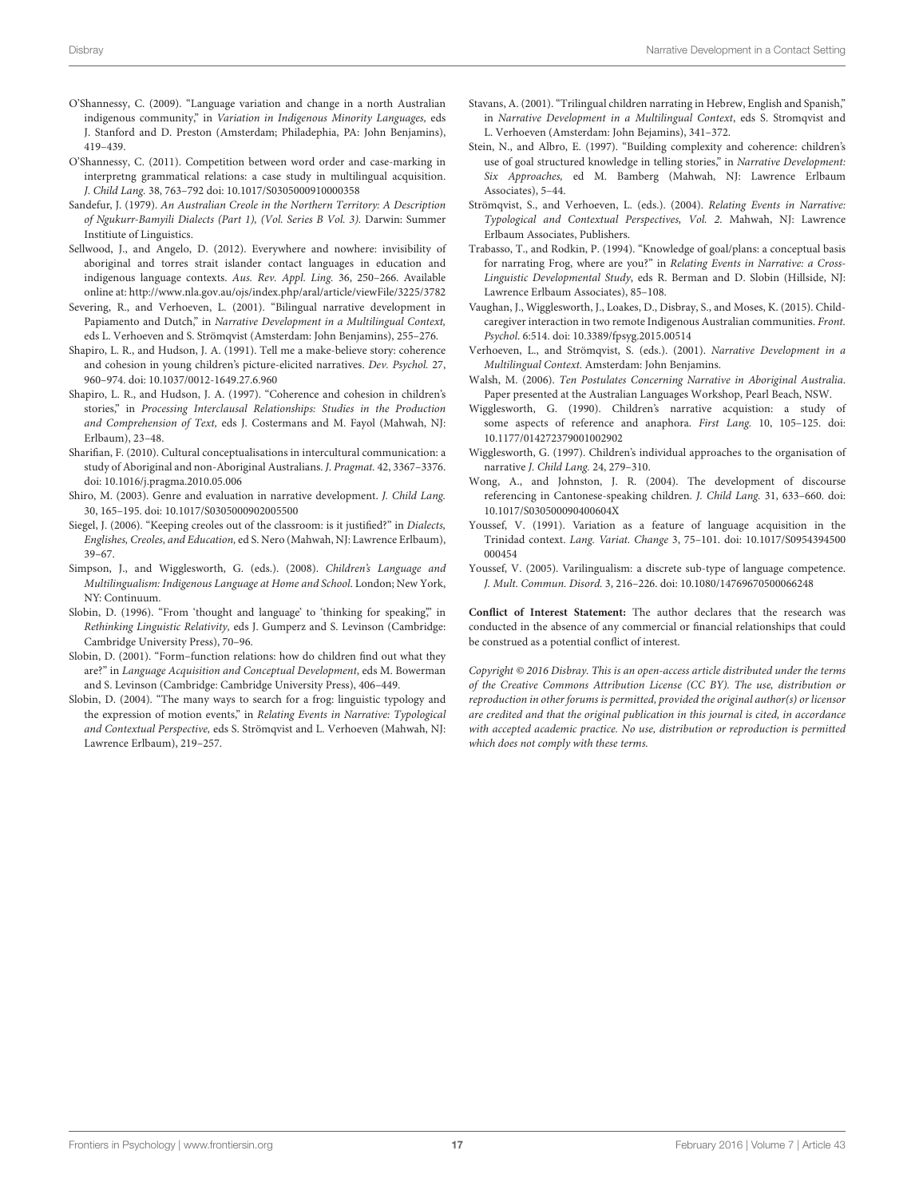O'Shannessy, C. (2009). "Language variation and change in a north Australian indigenous community," in *Variation in Indigenous Minority Languages,* eds J. Stanford and D. Preston (Amsterdam; Philadephia, PA: John Benjamins), 419–439.

O'Shannessy, C. (2011). Competition between word order and case-marking in interpretng grammatical relations: a case study in multilingual acquisition. *J. Child Lang.* 38, 763–792 doi: 10.1017/S0305000910000358

Sandefur, J. (1979). *An Australian Creole in the Northern Territory: A Description of Ngukurr-Bamyili Dialects (Part 1), (Vol. Series B Vol. 3).* Darwin: Summer Instituite of Linguistics.

Sellwood, J., and Angelo, D. (2012). Everywhere and nowhere: invisibility of aboriginal and torres strait islander contact languages in education and indigenous language contexts. *Aus. Rev. Appl. Ling.* 36, 250–266. Available online at: http://www.nla.gov.au/ojs/index.php/aral/article/viewFile/3225/3782

Severing, R., and Verhoeven, L. (2001). "Bilingual narrative development in Papiamento and Dutch," in *Narrative Development in a Multilingual Context,* eds L. Verhoeven and S. Strömqvist (Amsterdam: John Benjamins), 255–276.

Shapiro, L. R., and Hudson, J. A. (1991). Tell me a make-believe story: coherence and cohesion in young children's picture-elicited narratives. *Dev. Psychol.* 27, 960–974. doi: 10.1037/0012-1649.27.6.960

Shapiro, L. R., and Hudson, J. A. (1997). "Coherence and cohesion in children's stories," in *Processing Interclausal Relationships: Studies in the Production and Comprehension of Text,* eds J. Costermans and M. Fayol (Mahwah, NJ: Erlbaum), 23–48.

Sharifian, F. (2010). Cultural conceptualisations in intercultural communication: a study of Aboriginal and non-Aboriginal Australians. *J. Pragmat.* 42, 3367–3376. doi: 10.1016/j.pragma.2010.05.006

Shiro, M. (2003). Genre and evaluation in narrative development. *J. Child Lang.* 30, 165–195. doi: 10.1017/S0305000902005500

Siegel, J. (2006). "Keeping creoles out of the classroom: is it justified?" in *Dialects, Englishes, Creoles, and Education,* ed S. Nero (Mahwah, NJ: Lawrence Erlbaum), 39–67.

Simpson, J., and Wigglesworth, G. (eds.). (2008). *Children's Language and Multilingualism: Indigenous Language at Home and School.* London; New York, NY: Continuum.

Slobin, D. (1996). "From 'thought and language' to 'thinking for speaking,'" in *Rethinking Linguistic Relativity,* eds J. Gumperz and S. Levinson (Cambridge: Cambridge University Press), 70–96.

Slobin, D. (2001). "Form–function relations: how do children find out what they are?" in *Language Acquisition and Conceptual Development*, eds M. Bowerman and S. Levinson (Cambridge: Cambridge University Press), 406–449.

Slobin, D. (2004). "The many ways to search for a frog: linguistic typology and the expression of motion events," in *Relating Events in Narrative: Typological and Contextual Perspective,* eds S. Strömqvist and L. Verhoeven (Mahwah, NJ: Lawrence Erlbaum), 219–257.

Stavans, A. (2001). "Trilingual children narrating in Hebrew, English and Spanish," in *Narrative Development in a Multilingual Context*, eds S. Stromqvist and L. Verhoeven (Amsterdam: John Bejamins), 341–372.

Stein, N., and Albro, E. (1997). "Building complexity and coherence: children's use of goal structured knowledge in telling stories," in *Narrative Development: Six Approaches,* ed M. Bamberg (Mahwah, NJ: Lawrence Erlbaum Associates), 5–44.

Strömqvist, S., and Verhoeven, L. (eds.). (2004). *Relating Events in Narrative: Typological and Contextual Perspectives, Vol. 2.* Mahwah, NJ: Lawrence Erlbaum Associates, Publishers.

Trabasso, T., and Rodkin, P. (1994). "Knowledge of goal/plans: a conceptual basis for narrating Frog, where are you?" in *Relating Events in Narrative: a Cross-Linguistic Developmental Study*, eds R. Berman and D. Slobin (Hillside, NJ: Lawrence Erlbaum Associates), 85–108.

Vaughan, J., Wigglesworth, J., Loakes, D., Disbray, S., and Moses, K. (2015). Child-caregiver interaction in two remote Indigenous Australian communities. *Front. Psychol.* 6:514. doi: 10.3389/fpsyg.2015.00514

Verhoeven, L., and Strömqvist, S. (eds.). (2001). *Narrative Development in a Multilingual Context.* Amsterdam: John Benjamins.

Walsh, M. (2006). *Ten Postulates Concerning Narrative in Aboriginal Australia.* Paper presented at the Australian Languages Workshop, Pearl Beach, NSW.

Wigglesworth, G. (1990). Children's narrative acquistion: a study of some aspects of reference and anaphora. *First Lang.* 10, 105–125. doi: 10.1177/014272379001002902

Wigglesworth, G. (1997). Children's individual approaches to the organisation of narrative *J. Child Lang.* 24, 279–310.

Wong, A., and Johnston, J. R. (2004). The development of discourse referencing in Cantonese-speaking children. *J. Child Lang.* 31, 633–660. doi: 10.1017/S030500090400604X

Youssef, V. (1991). Variation as a feature of language acquisition in the Trinidad context. *Lang. Variat. Change* 3, 75–101. doi: 10.1017/S0954394500000454

Youssef, V. (2005). Varilingualism: a discrete sub-type of language competence. *J. Mult. Commun. Disord.* 3, 216–226. doi: 10.1080/14769670500066248

**Conflict of Interest Statement:** The author declares that the research was conducted in the absence of any commercial or financial relationships that could be construed as a potential conflict of interest.

*Copyright © 2016 Disbray. This is an open-access article distributed under the terms of the Creative Commons Attribution License (CC BY). The use, distribution or reproduction in other forums is permitted, provided the original author(s) or licensor are credited and that the original publication in this journal is cited, in accordance with accepted academic practice. No use, distribution or reproduction is permitted which does not comply with these terms.*